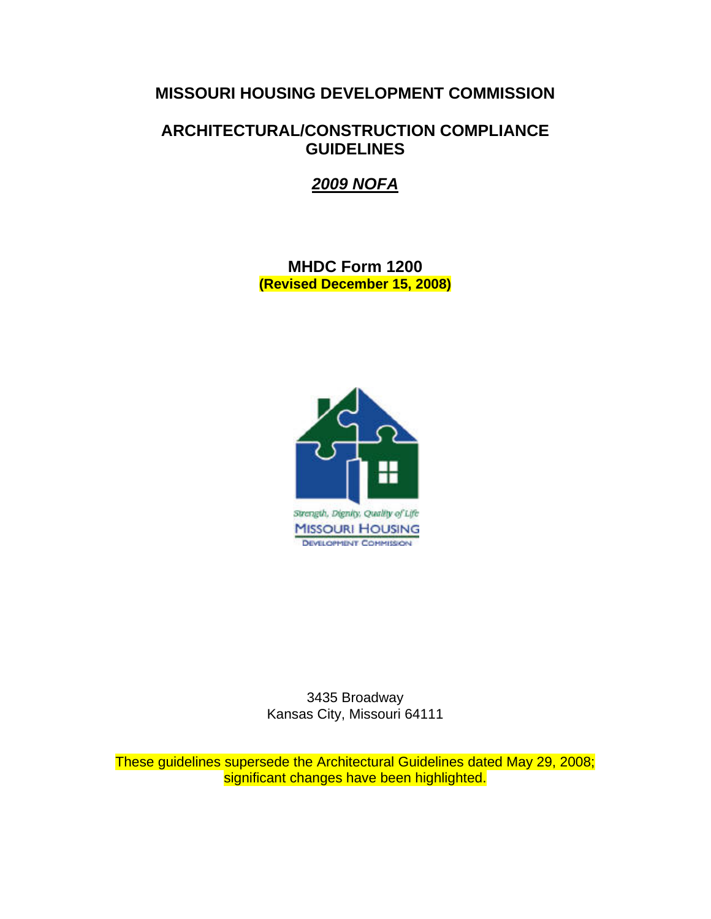# MISSOURI HOUSING DEVELOPMENT COMMISSION

## ARCHITECTURAL/CONSTRUCTION COMPLIANCE GUIDELINES

## ***2009 NOFA***

**MHDC Form 1200**
**(Revised December 15, 2008)**

Strength, Dignity, Quality of Life
MISSOURI HOUSING
DEVELOPMENT COMMISSION

3435 Broadway
Kansas City, Missouri 64111

These guidelines supersede the Architectural Guidelines dated May 29, 2008; significant changes have been highlighted.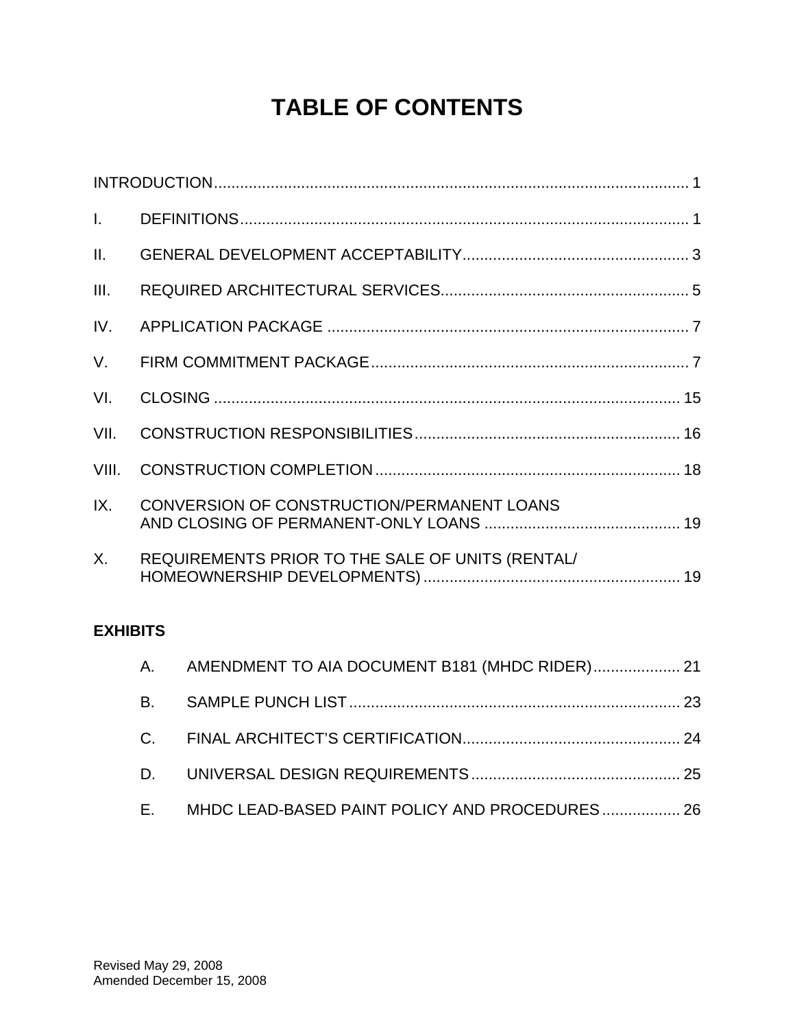# TABLE OF CONTENTS

INTRODUCTION ............................................................ 1

I. DEFINITIONS ............................................................ 1

II. GENERAL DEVELOPMENT ACCEPTABILITY ............................................................ 3

III. REQUIRED ARCHITECTURAL SERVICES ............................................................ 5

IV. APPLICATION PACKAGE ............................................................ 7

V. FIRM COMMITMENT PACKAGE ............................................................ 7

VI. CLOSING ............................................................ 15

VII. CONSTRUCTION RESPONSIBILITIES ............................................................ 16

VIII. CONSTRUCTION COMPLETION ............................................................ 18

IX. CONVERSION OF CONSTRUCTION/PERMANENT LOANS AND CLOSING OF PERMANENT-ONLY LOANS ............................................................ 19

X. REQUIREMENTS PRIOR TO THE SALE OF UNITS (RENTAL/ HOMEOWNERSHIP DEVELOPMENTS) ............................................................ 19

**EXHIBITS**

A. AMENDMENT TO AIA DOCUMENT B181 (MHDC RIDER) .................... 21

B. SAMPLE PUNCH LIST ............................................................ 23

C. FINAL ARCHITECT'S CERTIFICATION ............................................................ 24

D. UNIVERSAL DESIGN REQUIREMENTS ............................................................ 25

E. MHDC LEAD-BASED PAINT POLICY AND PROCEDURES .................. 26

Revised May 29, 2008
Amended December 15, 2008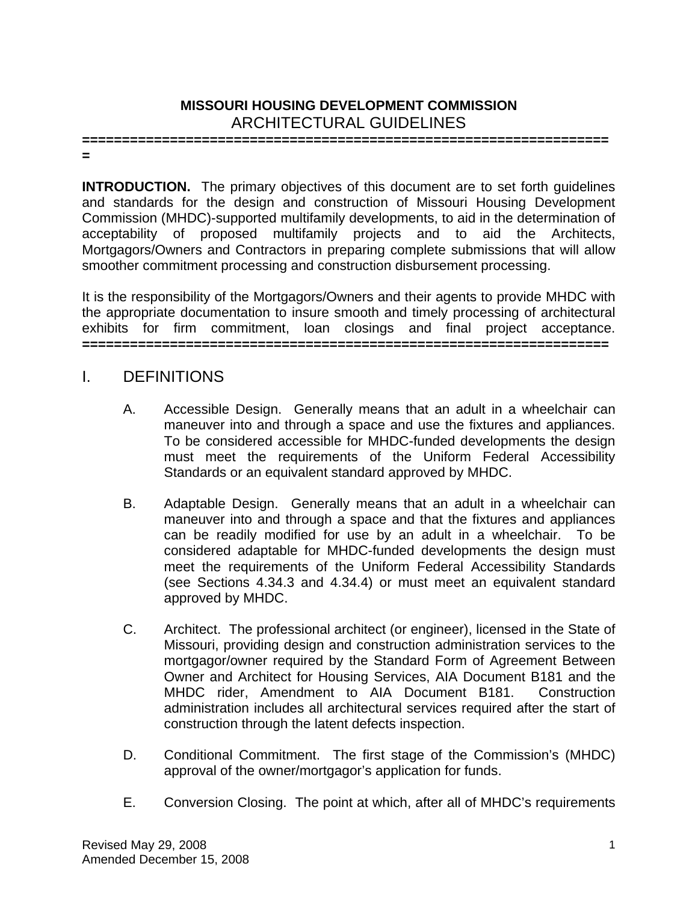# MISSOURI HOUSING DEVELOPMENT COMMISSION

## ARCHITECTURAL GUIDELINES

**INTRODUCTION.** The primary objectives of this document are to set forth guidelines and standards for the design and construction of Missouri Housing Development Commission (MHDC)-supported multifamily developments, to aid in the determination of acceptability of proposed multifamily projects and to aid the Architects, Mortgagors/Owners and Contractors in preparing complete submissions that will allow smoother commitment processing and construction disbursement processing.

It is the responsibility of the Mortgagors/Owners and their agents to provide MHDC with the appropriate documentation to insure smooth and timely processing of architectural exhibits for firm commitment, loan closings and final project acceptance.

## I. DEFINITIONS

A. Accessible Design. Generally means that an adult in a wheelchair can maneuver into and through a space and use the fixtures and appliances. To be considered accessible for MHDC-funded developments the design must meet the requirements of the Uniform Federal Accessibility Standards or an equivalent standard approved by MHDC.

B. Adaptable Design. Generally means that an adult in a wheelchair can maneuver into and through a space and that the fixtures and appliances can be readily modified for use by an adult in a wheelchair. To be considered adaptable for MHDC-funded developments the design must meet the requirements of the Uniform Federal Accessibility Standards (see Sections 4.34.3 and 4.34.4) or must meet an equivalent standard approved by MHDC.

C. Architect. The professional architect (or engineer), licensed in the State of Missouri, providing design and construction administration services to the mortgagor/owner required by the Standard Form of Agreement Between Owner and Architect for Housing Services, AIA Document B181 and the MHDC rider, Amendment to AIA Document B181. Construction administration includes all architectural services required after the start of construction through the latent defects inspection.

D. Conditional Commitment. The first stage of the Commission's (MHDC) approval of the owner/mortgagor's application for funds.

E. Conversion Closing. The point at which, after all of MHDC's requirements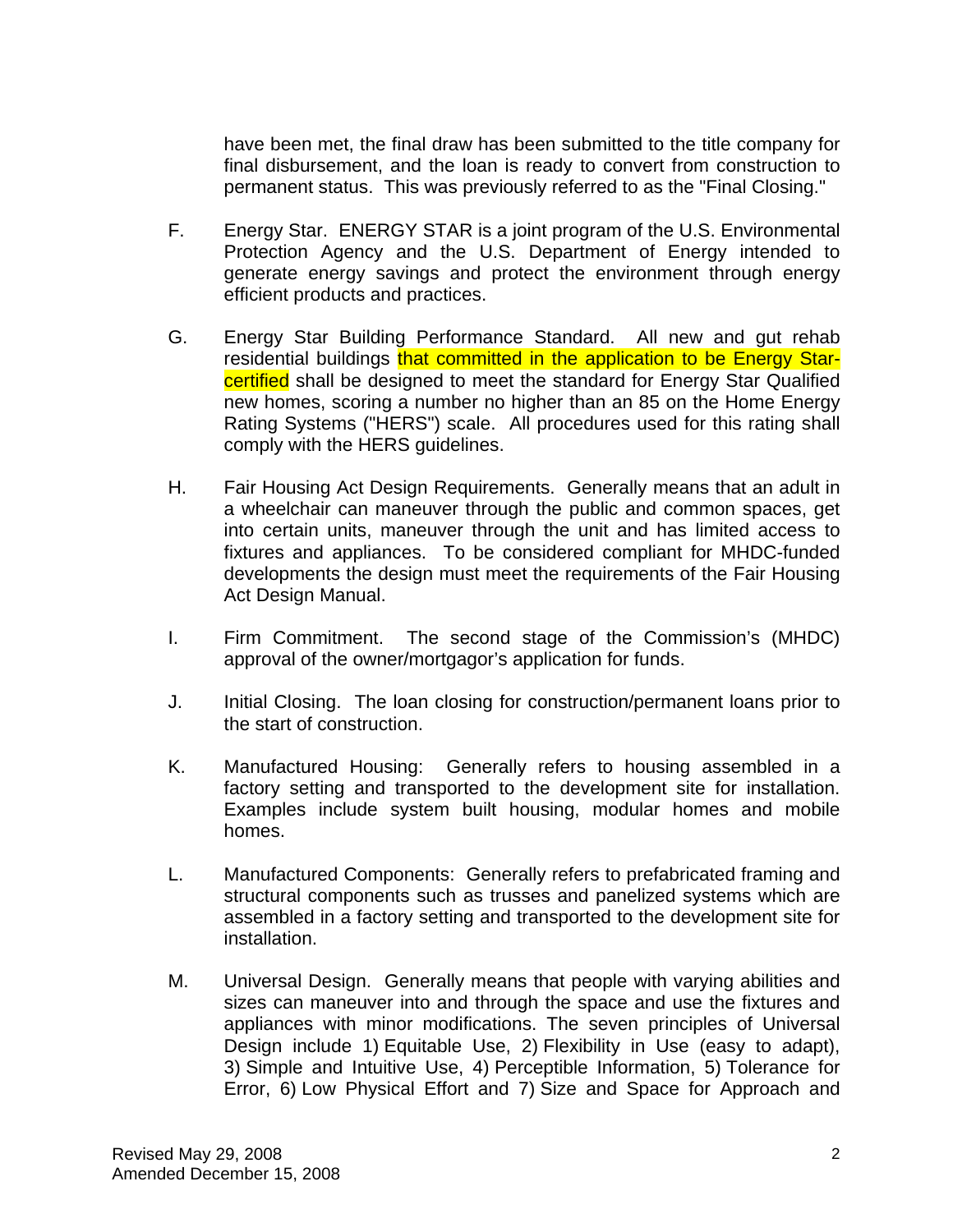have been met, the final draw has been submitted to the title company for final disbursement, and the loan is ready to convert from construction to permanent status. This was previously referred to as the "Final Closing."

F. Energy Star. ENERGY STAR is a joint program of the U.S. Environmental Protection Agency and the U.S. Department of Energy intended to generate energy savings and protect the environment through energy efficient products and practices.

G. Energy Star Building Performance Standard. All new and gut rehab residential buildings that committed in the application to be Energy Star-certified shall be designed to meet the standard for Energy Star Qualified new homes, scoring a number no higher than an 85 on the Home Energy Rating Systems ("HERS") scale. All procedures used for this rating shall comply with the HERS guidelines.

H. Fair Housing Act Design Requirements. Generally means that an adult in a wheelchair can maneuver through the public and common spaces, get into certain units, maneuver through the unit and has limited access to fixtures and appliances. To be considered compliant for MHDC-funded developments the design must meet the requirements of the Fair Housing Act Design Manual.

I. Firm Commitment. The second stage of the Commission's (MHDC) approval of the owner/mortgagor's application for funds.

J. Initial Closing. The loan closing for construction/permanent loans prior to the start of construction.

K. Manufactured Housing: Generally refers to housing assembled in a factory setting and transported to the development site for installation. Examples include system built housing, modular homes and mobile homes.

L. Manufactured Components: Generally refers to prefabricated framing and structural components such as trusses and panelized systems which are assembled in a factory setting and transported to the development site for installation.

M. Universal Design. Generally means that people with varying abilities and sizes can maneuver into and through the space and use the fixtures and appliances with minor modifications. The seven principles of Universal Design include 1) Equitable Use, 2) Flexibility in Use (easy to adapt), 3) Simple and Intuitive Use, 4) Perceptible Information, 5) Tolerance for Error, 6) Low Physical Effort and 7) Size and Space for Approach and

Revised May 29, 2008
Amended December 15, 2008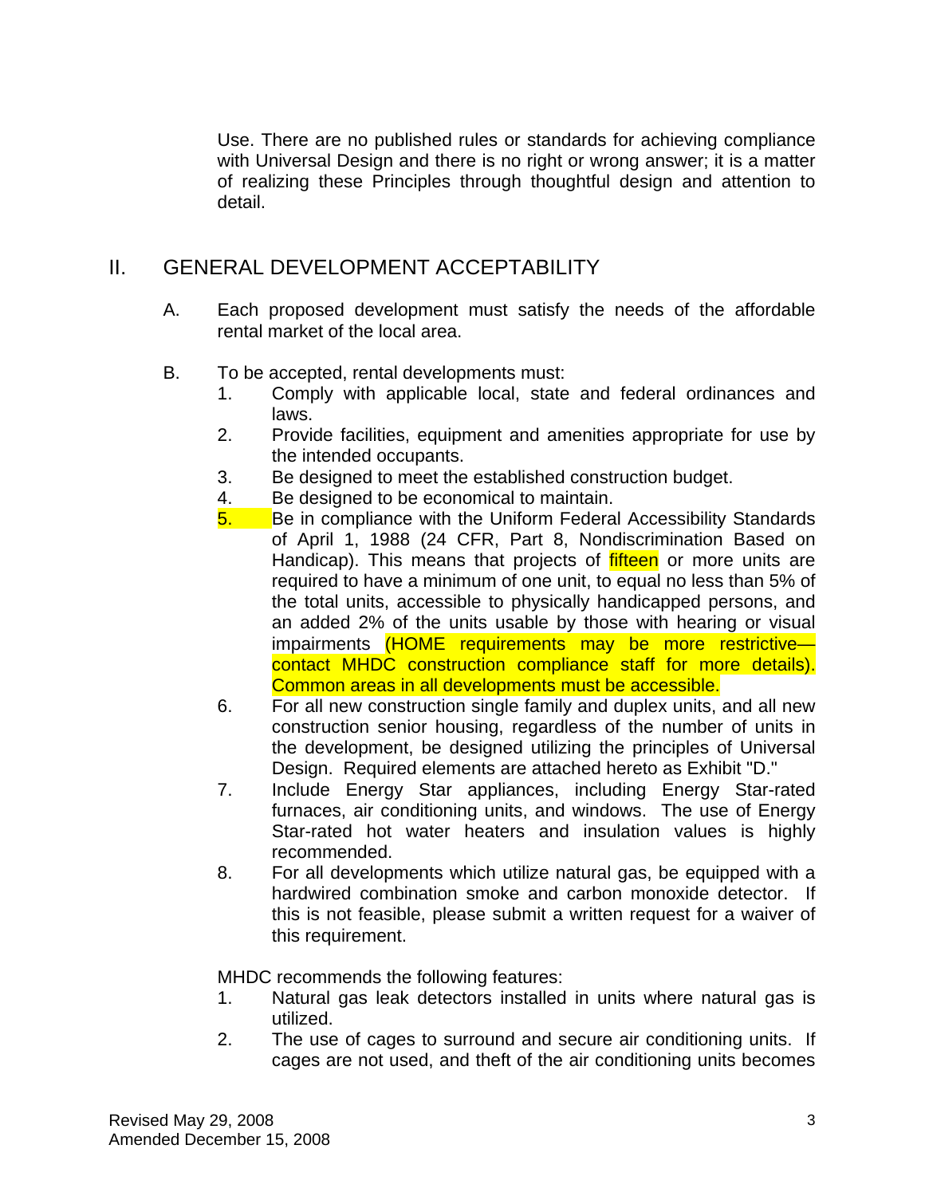Use. There are no published rules or standards for achieving compliance with Universal Design and there is no right or wrong answer; it is a matter of realizing these Principles through thoughtful design and attention to detail.

## II. GENERAL DEVELOPMENT ACCEPTABILITY

A. Each proposed development must satisfy the needs of the affordable rental market of the local area.

B. To be accepted, rental developments must:

1. Comply with applicable local, state and federal ordinances and laws.
2. Provide facilities, equipment and amenities appropriate for use by the intended occupants.
3. Be designed to meet the established construction budget.
4. Be designed to be economical to maintain.
5. Be in compliance with the Uniform Federal Accessibility Standards of April 1, 1988 (24 CFR, Part 8, Nondiscrimination Based on Handicap). This means that projects of fifteen or more units are required to have a minimum of one unit, to equal no less than 5% of the total units, accessible to physically handicapped persons, and an added 2% of the units usable by those with hearing or visual impairments (HOME requirements may be more restrictive—contact MHDC construction compliance staff for more details). Common areas in all developments must be accessible.
6. For all new construction single family and duplex units, and all new construction senior housing, regardless of the number of units in the development, be designed utilizing the principles of Universal Design. Required elements are attached hereto as Exhibit "D."
7. Include Energy Star appliances, including Energy Star-rated furnaces, air conditioning units, and windows. The use of Energy Star-rated hot water heaters and insulation values is highly recommended.
8. For all developments which utilize natural gas, be equipped with a hardwired combination smoke and carbon monoxide detector. If this is not feasible, please submit a written request for a waiver of this requirement.

MHDC recommends the following features:

1. Natural gas leak detectors installed in units where natural gas is utilized.
2. The use of cages to surround and secure air conditioning units. If cages are not used, and theft of the air conditioning units becomes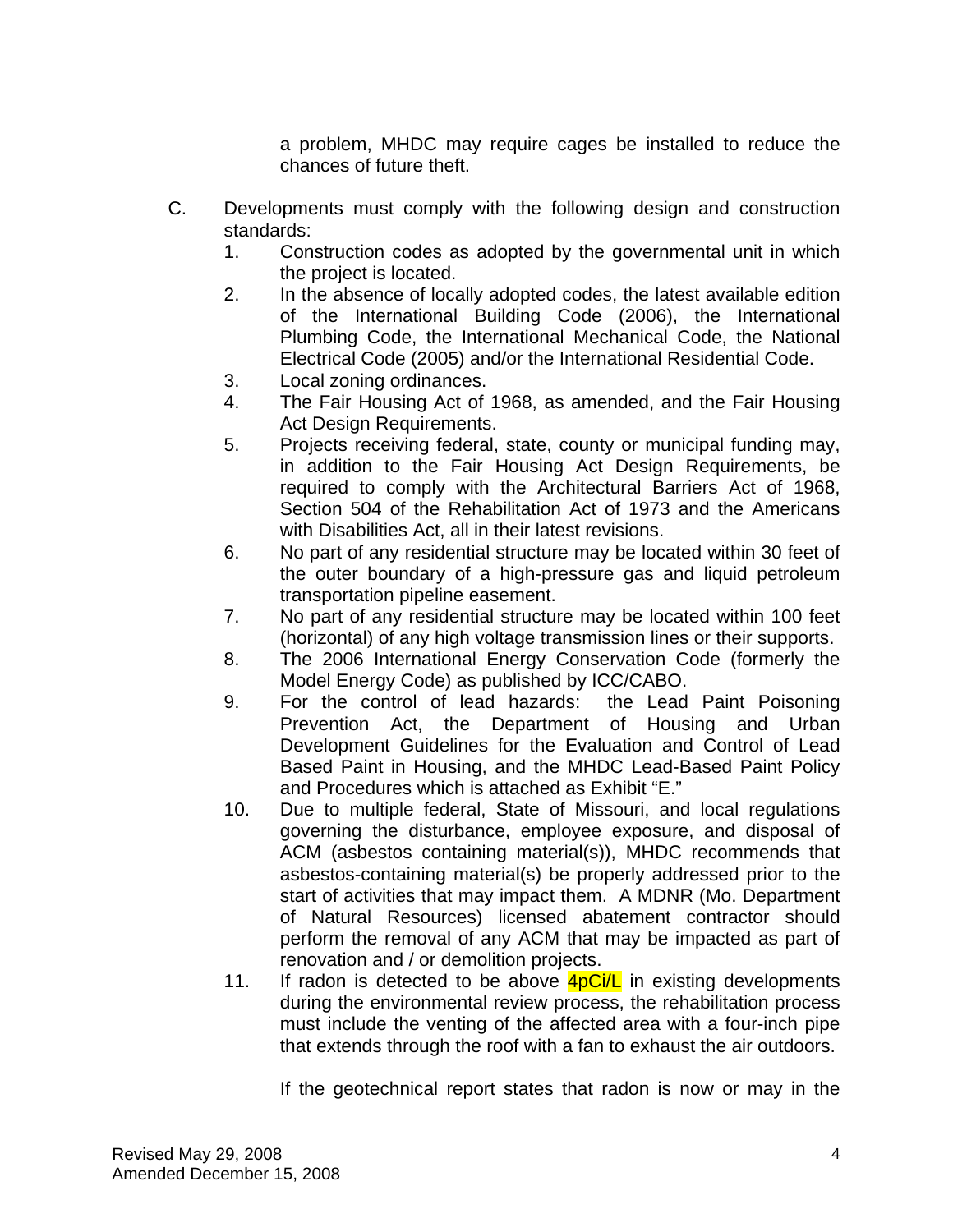a problem, MHDC may require cages be installed to reduce the chances of future theft.

C. Developments must comply with the following design and construction standards:

1. Construction codes as adopted by the governmental unit in which the project is located.
2. In the absence of locally adopted codes, the latest available edition of the International Building Code (2006), the International Plumbing Code, the International Mechanical Code, the National Electrical Code (2005) and/or the International Residential Code.
3. Local zoning ordinances.
4. The Fair Housing Act of 1968, as amended, and the Fair Housing Act Design Requirements.
5. Projects receiving federal, state, county or municipal funding may, in addition to the Fair Housing Act Design Requirements, be required to comply with the Architectural Barriers Act of 1968, Section 504 of the Rehabilitation Act of 1973 and the Americans with Disabilities Act, all in their latest revisions.
6. No part of any residential structure may be located within 30 feet of the outer boundary of a high-pressure gas and liquid petroleum transportation pipeline easement.
7. No part of any residential structure may be located within 100 feet (horizontal) of any high voltage transmission lines or their supports.
8. The 2006 International Energy Conservation Code (formerly the Model Energy Code) as published by ICC/CABO.
9. For the control of lead hazards: the Lead Paint Poisoning Prevention Act, the Department of Housing and Urban Development Guidelines for the Evaluation and Control of Lead Based Paint in Housing, and the MHDC Lead-Based Paint Policy and Procedures which is attached as Exhibit "E."
10. Due to multiple federal, State of Missouri, and local regulations governing the disturbance, employee exposure, and disposal of ACM (asbestos containing material(s)), MHDC recommends that asbestos-containing material(s) be properly addressed prior to the start of activities that may impact them. A MDNR (Mo. Department of Natural Resources) licensed abatement contractor should perform the removal of any ACM that may be impacted as part of renovation and / or demolition projects.
11. If radon is detected to be above 4pCi/L in existing developments during the environmental review process, the rehabilitation process must include the venting of the affected area with a four-inch pipe that extends through the roof with a fan to exhaust the air outdoors.

    If the geotechnical report states that radon is now or may in the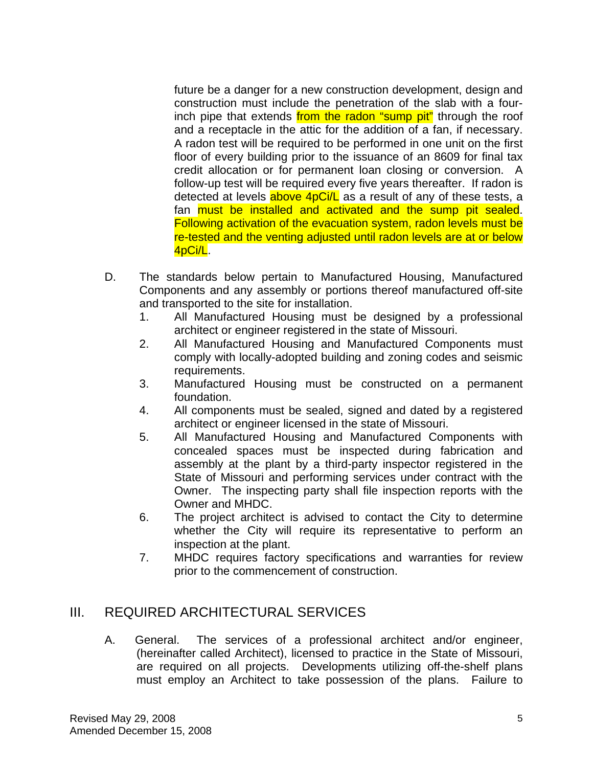future be a danger for a new construction development, design and construction must include the penetration of the slab with a four-inch pipe that extends from the radon "sump pit" through the roof and a receptacle in the attic for the addition of a fan, if necessary. A radon test will be required to be performed in one unit on the first floor of every building prior to the issuance of an 8609 for final tax credit allocation or for permanent loan closing or conversion. A follow-up test will be required every five years thereafter. If radon is detected at levels above 4pCi/L as a result of any of these tests, a fan must be installed and activated and the sump pit sealed. Following activation of the evacuation system, radon levels must be re-tested and the venting adjusted until radon levels are at or below 4pCi/L.

D. The standards below pertain to Manufactured Housing, Manufactured Components and any assembly or portions thereof manufactured off-site and transported to the site for installation.

1. All Manufactured Housing must be designed by a professional architect or engineer registered in the state of Missouri.
2. All Manufactured Housing and Manufactured Components must comply with locally-adopted building and zoning codes and seismic requirements.
3. Manufactured Housing must be constructed on a permanent foundation.
4. All components must be sealed, signed and dated by a registered architect or engineer licensed in the state of Missouri.
5. All Manufactured Housing and Manufactured Components with concealed spaces must be inspected during fabrication and assembly at the plant by a third-party inspector registered in the State of Missouri and performing services under contract with the Owner. The inspecting party shall file inspection reports with the Owner and MHDC.
6. The project architect is advised to contact the City to determine whether the City will require its representative to perform an inspection at the plant.
7. MHDC requires factory specifications and warranties for review prior to the commencement of construction.

## III. REQUIRED ARCHITECTURAL SERVICES

A. General. The services of a professional architect and/or engineer, (hereinafter called Architect), licensed to practice in the State of Missouri, are required on all projects. Developments utilizing off-the-shelf plans must employ an Architect to take possession of the plans. Failure to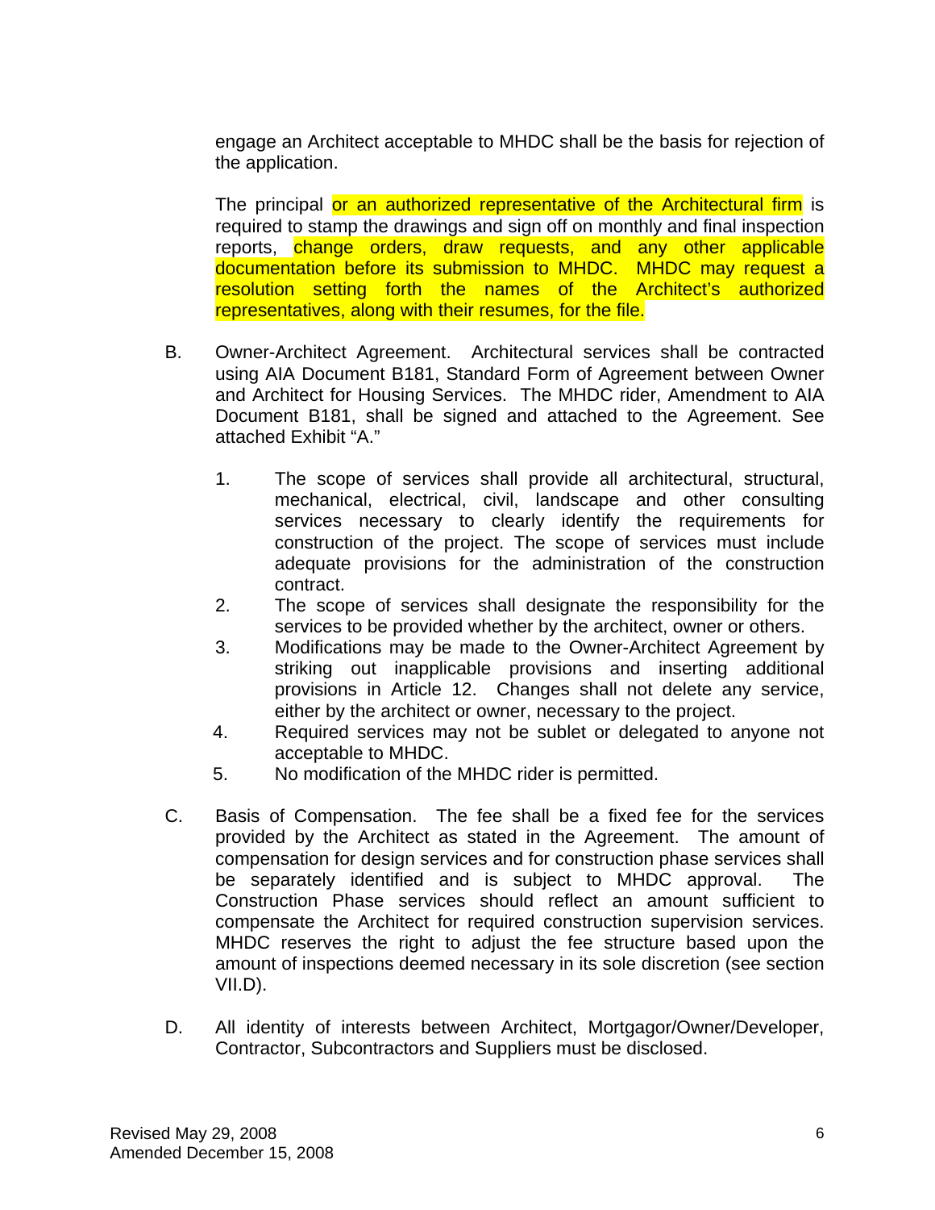engage an Architect acceptable to MHDC shall be the basis for rejection of the application.

The principal or an authorized representative of the Architectural firm is required to stamp the drawings and sign off on monthly and final inspection reports, change orders, draw requests, and any other applicable documentation before its submission to MHDC. MHDC may request a resolution setting forth the names of the Architect's authorized representatives, along with their resumes, for the file.

B. Owner-Architect Agreement. Architectural services shall be contracted using AIA Document B181, Standard Form of Agreement between Owner and Architect for Housing Services. The MHDC rider, Amendment to AIA Document B181, shall be signed and attached to the Agreement. See attached Exhibit "A."

   1. The scope of services shall provide all architectural, structural, mechanical, electrical, civil, landscape and other consulting services necessary to clearly identify the requirements for construction of the project. The scope of services must include adequate provisions for the administration of the construction contract.
   2. The scope of services shall designate the responsibility for the services to be provided whether by the architect, owner or others.
   3. Modifications may be made to the Owner-Architect Agreement by striking out inapplicable provisions and inserting additional provisions in Article 12. Changes shall not delete any service, either by the architect or owner, necessary to the project.
   4. Required services may not be sublet or delegated to anyone not acceptable to MHDC.
   5. No modification of the MHDC rider is permitted.

C. Basis of Compensation. The fee shall be a fixed fee for the services provided by the Architect as stated in the Agreement. The amount of compensation for design services and for construction phase services shall be separately identified and is subject to MHDC approval. The Construction Phase services should reflect an amount sufficient to compensate the Architect for required construction supervision services. MHDC reserves the right to adjust the fee structure based upon the amount of inspections deemed necessary in its sole discretion (see section VII.D).

D. All identity of interests between Architect, Mortgagor/Owner/Developer, Contractor, Subcontractors and Suppliers must be disclosed.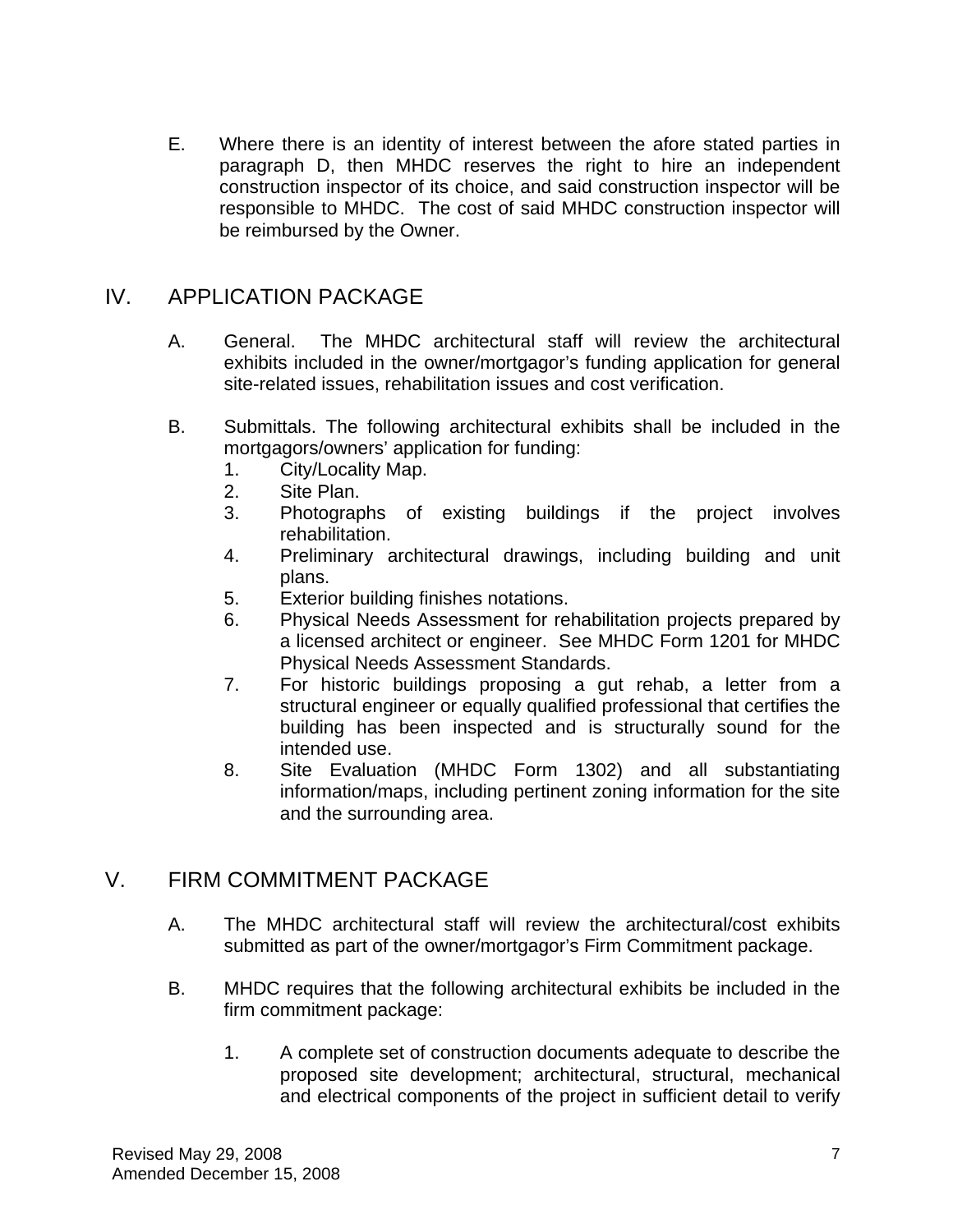E. Where there is an identity of interest between the afore stated parties in paragraph D, then MHDC reserves the right to hire an independent construction inspector of its choice, and said construction inspector will be responsible to MHDC. The cost of said MHDC construction inspector will be reimbursed by the Owner.

## IV. APPLICATION PACKAGE

A. General. The MHDC architectural staff will review the architectural exhibits included in the owner/mortgagor's funding application for general site-related issues, rehabilitation issues and cost verification.

B. Submittals. The following architectural exhibits shall be included in the mortgagors/owners' application for funding:

1. City/Locality Map.
2. Site Plan.
3. Photographs of existing buildings if the project involves rehabilitation.
4. Preliminary architectural drawings, including building and unit plans.
5. Exterior building finishes notations.
6. Physical Needs Assessment for rehabilitation projects prepared by a licensed architect or engineer. See MHDC Form 1201 for MHDC Physical Needs Assessment Standards.
7. For historic buildings proposing a gut rehab, a letter from a structural engineer or equally qualified professional that certifies the building has been inspected and is structurally sound for the intended use.
8. Site Evaluation (MHDC Form 1302) and all substantiating information/maps, including pertinent zoning information for the site and the surrounding area.

## V. FIRM COMMITMENT PACKAGE

A. The MHDC architectural staff will review the architectural/cost exhibits submitted as part of the owner/mortgagor's Firm Commitment package.

B. MHDC requires that the following architectural exhibits be included in the firm commitment package:

1. A complete set of construction documents adequate to describe the proposed site development; architectural, structural, mechanical and electrical components of the project in sufficient detail to verify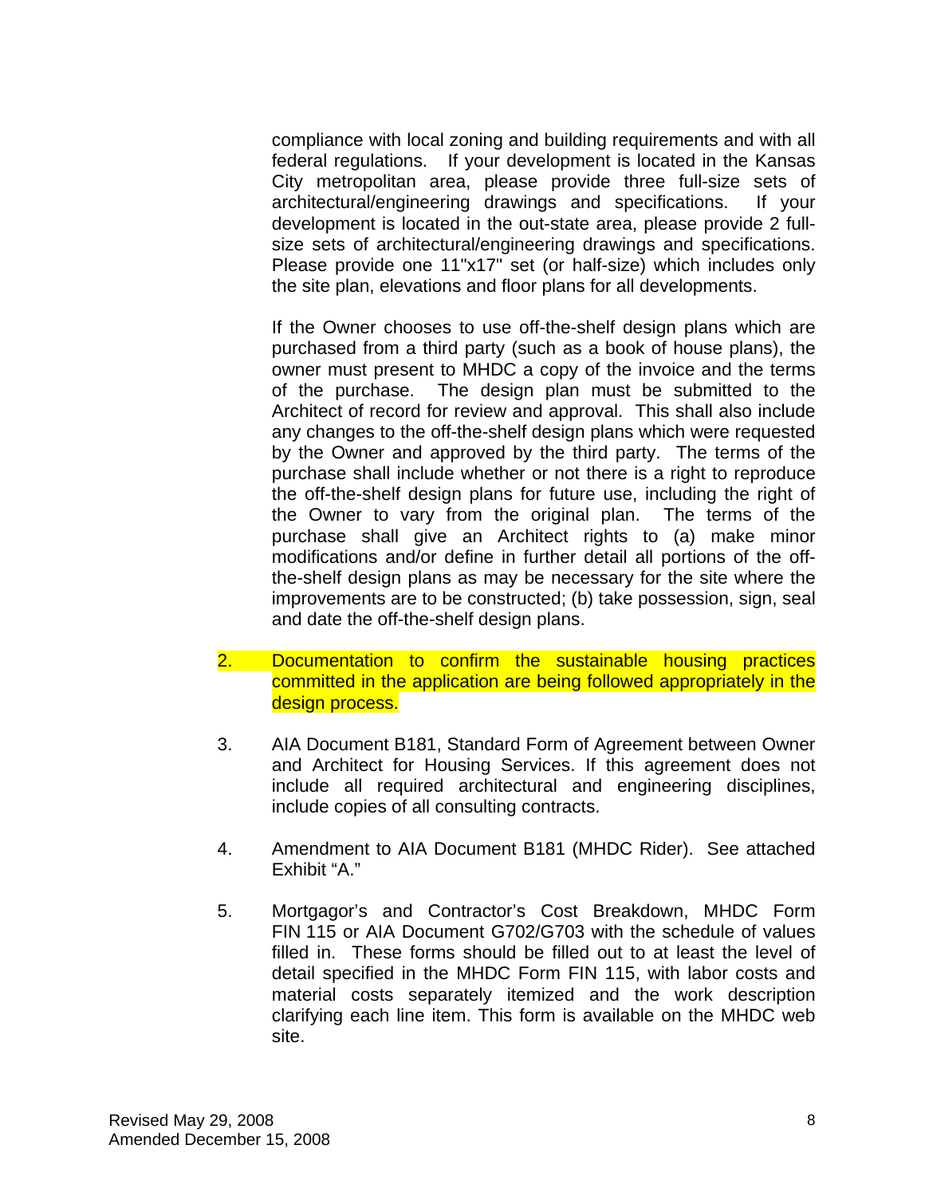compliance with local zoning and building requirements and with all federal regulations. If your development is located in the Kansas City metropolitan area, please provide three full-size sets of architectural/engineering drawings and specifications. If your development is located in the out-state area, please provide 2 full-size sets of architectural/engineering drawings and specifications. Please provide one 11"x17" set (or half-size) which includes only the site plan, elevations and floor plans for all developments.

If the Owner chooses to use off-the-shelf design plans which are purchased from a third party (such as a book of house plans), the owner must present to MHDC a copy of the invoice and the terms of the purchase. The design plan must be submitted to the Architect of record for review and approval. This shall also include any changes to the off-the-shelf design plans which were requested by the Owner and approved by the third party. The terms of the purchase shall include whether or not there is a right to reproduce the off-the-shelf design plans for future use, including the right of the Owner to vary from the original plan. The terms of the purchase shall give an Architect rights to (a) make minor modifications and/or define in further detail all portions of the off-the-shelf design plans as may be necessary for the site where the improvements are to be constructed; (b) take possession, sign, seal and date the off-the-shelf design plans.

2. Documentation to confirm the sustainable housing practices committed in the application are being followed appropriately in the design process.

3. AIA Document B181, Standard Form of Agreement between Owner and Architect for Housing Services. If this agreement does not include all required architectural and engineering disciplines, include copies of all consulting contracts.

4. Amendment to AIA Document B181 (MHDC Rider). See attached Exhibit "A."

5. Mortgagor's and Contractor's Cost Breakdown, MHDC Form FIN 115 or AIA Document G702/G703 with the schedule of values filled in. These forms should be filled out to at least the level of detail specified in the MHDC Form FIN 115, with labor costs and material costs separately itemized and the work description clarifying each line item. This form is available on the MHDC web site.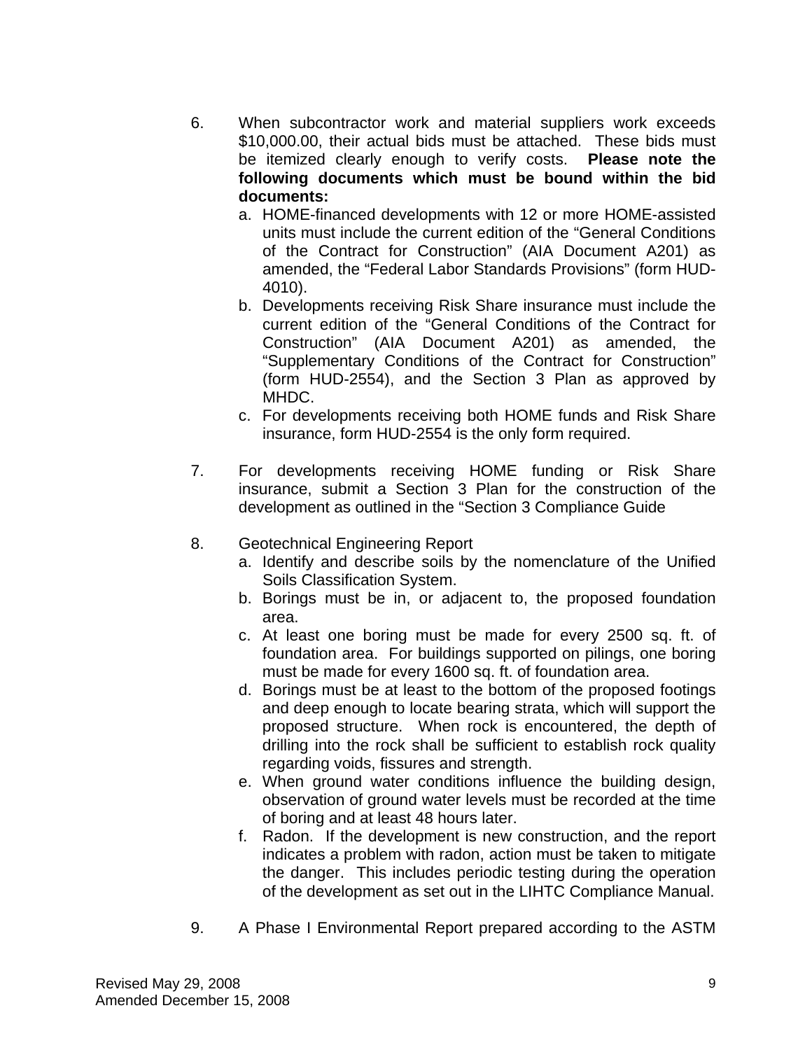6. When subcontractor work and material suppliers work exceeds $10,000.00, their actual bids must be attached. These bids must be itemized clearly enough to verify costs. **Please note the following documents which must be bound within the bid documents:**
   a. HOME-financed developments with 12 or more HOME-assisted units must include the current edition of the “General Conditions of the Contract for Construction” (AIA Document A201) as amended, the “Federal Labor Standards Provisions” (form HUD-4010).
   b. Developments receiving Risk Share insurance must include the current edition of the “General Conditions of the Contract for Construction” (AIA Document A201) as amended, the “Supplementary Conditions of the Contract for Construction” (form HUD-2554), and the Section 3 Plan as approved by MHDC.
   c. For developments receiving both HOME funds and Risk Share insurance, form HUD-2554 is the only form required.

7. For developments receiving HOME funding or Risk Share insurance, submit a Section 3 Plan for the construction of the development as outlined in the “Section 3 Compliance Guide

8. Geotechnical Engineering Report
   a. Identify and describe soils by the nomenclature of the Unified Soils Classification System.
   b. Borings must be in, or adjacent to, the proposed foundation area.
   c. At least one boring must be made for every 2500 sq. ft. of foundation area. For buildings supported on pilings, one boring must be made for every 1600 sq. ft. of foundation area.
   d. Borings must be at least to the bottom of the proposed footings and deep enough to locate bearing strata, which will support the proposed structure. When rock is encountered, the depth of drilling into the rock shall be sufficient to establish rock quality regarding voids, fissures and strength.
   e. When ground water conditions influence the building design, observation of ground water levels must be recorded at the time of boring and at least 48 hours later.
   f. Radon. If the development is new construction, and the report indicates a problem with radon, action must be taken to mitigate the danger. This includes periodic testing during the operation of the development as set out in the LIHTC Compliance Manual.

9. A Phase I Environmental Report prepared according to the ASTM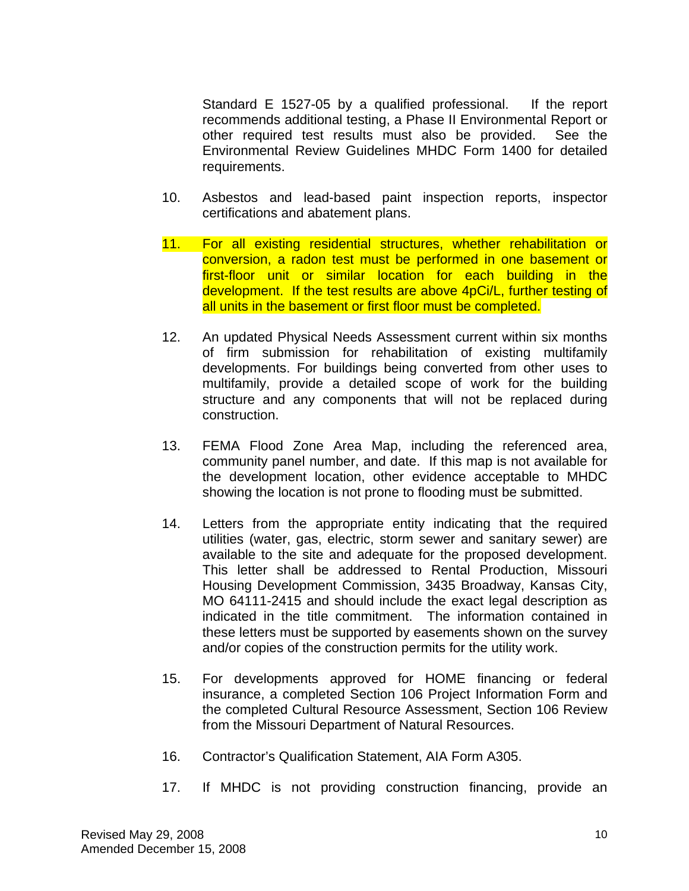Standard E 1527-05 by a qualified professional. If the report recommends additional testing, a Phase II Environmental Report or other required test results must also be provided. See the Environmental Review Guidelines MHDC Form 1400 for detailed requirements.

10. Asbestos and lead-based paint inspection reports, inspector certifications and abatement plans.

11. For all existing residential structures, whether rehabilitation or conversion, a radon test must be performed in one basement or first-floor unit or similar location for each building in the development. If the test results are above 4pCi/L, further testing of all units in the basement or first floor must be completed.

12. An updated Physical Needs Assessment current within six months of firm submission for rehabilitation of existing multifamily developments. For buildings being converted from other uses to multifamily, provide a detailed scope of work for the building structure and any components that will not be replaced during construction.

13. FEMA Flood Zone Area Map, including the referenced area, community panel number, and date. If this map is not available for the development location, other evidence acceptable to MHDC showing the location is not prone to flooding must be submitted.

14. Letters from the appropriate entity indicating that the required utilities (water, gas, electric, storm sewer and sanitary sewer) are available to the site and adequate for the proposed development. This letter shall be addressed to Rental Production, Missouri Housing Development Commission, 3435 Broadway, Kansas City, MO 64111-2415 and should include the exact legal description as indicated in the title commitment. The information contained in these letters must be supported by easements shown on the survey and/or copies of the construction permits for the utility work.

15. For developments approved for HOME financing or federal insurance, a completed Section 106 Project Information Form and the completed Cultural Resource Assessment, Section 106 Review from the Missouri Department of Natural Resources.

16. Contractor's Qualification Statement, AIA Form A305.

17. If MHDC is not providing construction financing, provide an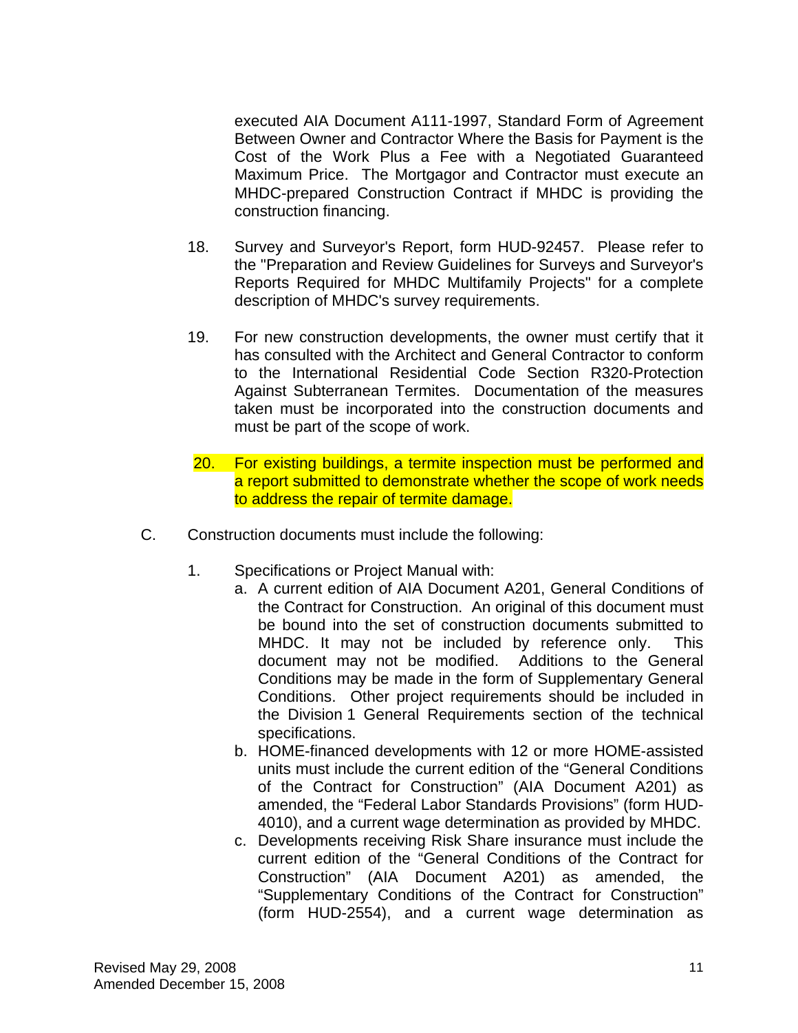executed AIA Document A111-1997, Standard Form of Agreement Between Owner and Contractor Where the Basis for Payment is the Cost of the Work Plus a Fee with a Negotiated Guaranteed Maximum Price. The Mortgagor and Contractor must execute an MHDC-prepared Construction Contract if MHDC is providing the construction financing.

18. Survey and Surveyor's Report, form HUD-92457. Please refer to the "Preparation and Review Guidelines for Surveys and Surveyor's Reports Required for MHDC Multifamily Projects" for a complete description of MHDC's survey requirements.

19. For new construction developments, the owner must certify that it has consulted with the Architect and General Contractor to conform to the International Residential Code Section R320-Protection Against Subterranean Termites. Documentation of the measures taken must be incorporated into the construction documents and must be part of the scope of work.

20. For existing buildings, a termite inspection must be performed and a report submitted to demonstrate whether the scope of work needs to address the repair of termite damage.

C. Construction documents must include the following:

1. Specifications or Project Manual with:
   a. A current edition of AIA Document A201, General Conditions of the Contract for Construction. An original of this document must be bound into the set of construction documents submitted to MHDC. It may not be included by reference only. This document may not be modified. Additions to the General Conditions may be made in the form of Supplementary General Conditions. Other project requirements should be included in the Division 1 General Requirements section of the technical specifications.
   b. HOME-financed developments with 12 or more HOME-assisted units must include the current edition of the "General Conditions of the Contract for Construction" (AIA Document A201) as amended, the "Federal Labor Standards Provisions" (form HUD-4010), and a current wage determination as provided by MHDC.
   c. Developments receiving Risk Share insurance must include the current edition of the "General Conditions of the Contract for Construction" (AIA Document A201) as amended, the "Supplementary Conditions of the Contract for Construction" (form HUD-2554), and a current wage determination as

Revised May 29, 2008
Amended December 15, 2008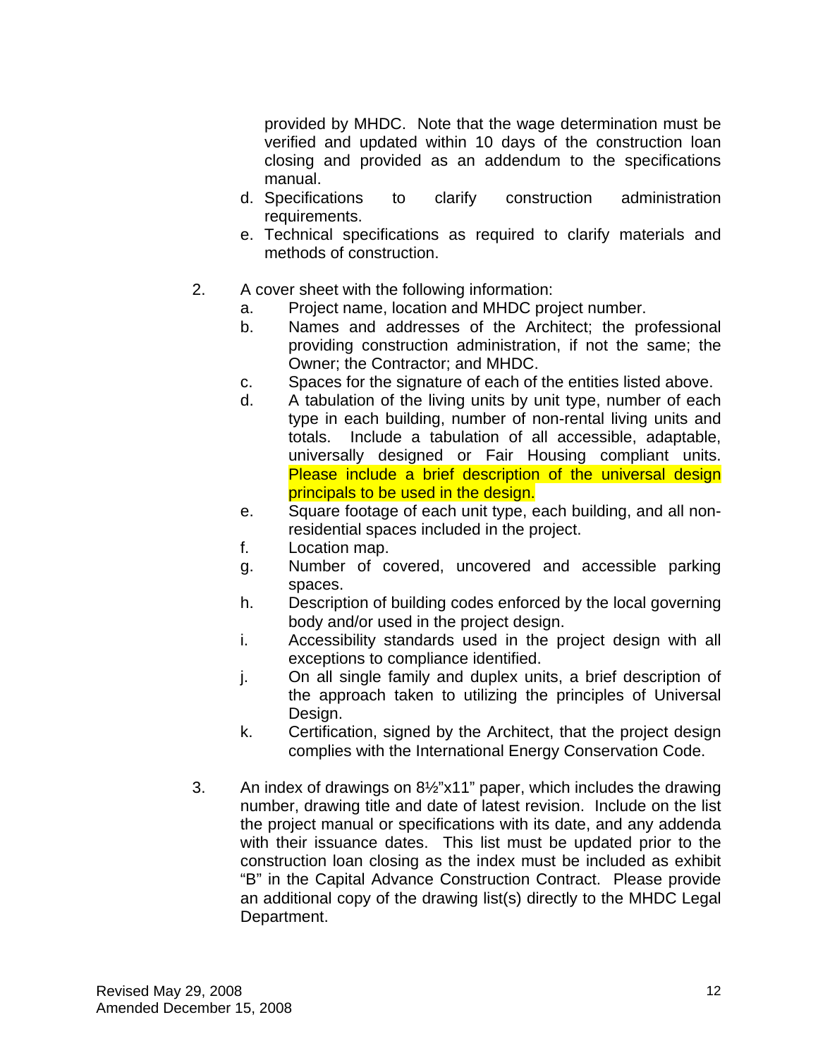provided by MHDC. Note that the wage determination must be verified and updated within 10 days of the construction loan closing and provided as an addendum to the specifications manual.

d. Specifications to clarify construction administration requirements.

e. Technical specifications as required to clarify materials and methods of construction.

2. A cover sheet with the following information:
   a. Project name, location and MHDC project number.
   b. Names and addresses of the Architect; the professional providing construction administration, if not the same; the Owner; the Contractor; and MHDC.
   c. Spaces for the signature of each of the entities listed above.
   d. A tabulation of the living units by unit type, number of each type in each building, number of non-rental living units and totals. Include a tabulation of all accessible, adaptable, universally designed or Fair Housing compliant units. Please include a brief description of the universal design principals to be used in the design.
   e. Square footage of each unit type, each building, and all non-residential spaces included in the project.
   f. Location map.
   g. Number of covered, uncovered and accessible parking spaces.
   h. Description of building codes enforced by the local governing body and/or used in the project design.
   i. Accessibility standards used in the project design with all exceptions to compliance identified.
   j. On all single family and duplex units, a brief description of the approach taken to utilizing the principles of Universal Design.
   k. Certification, signed by the Architect, that the project design complies with the International Energy Conservation Code.

3. An index of drawings on 8½"x11" paper, which includes the drawing number, drawing title and date of latest revision. Include on the list the project manual or specifications with its date, and any addenda with their issuance dates. This list must be updated prior to the construction loan closing as the index must be included as exhibit "B" in the Capital Advance Construction Contract. Please provide an additional copy of the drawing list(s) directly to the MHDC Legal Department.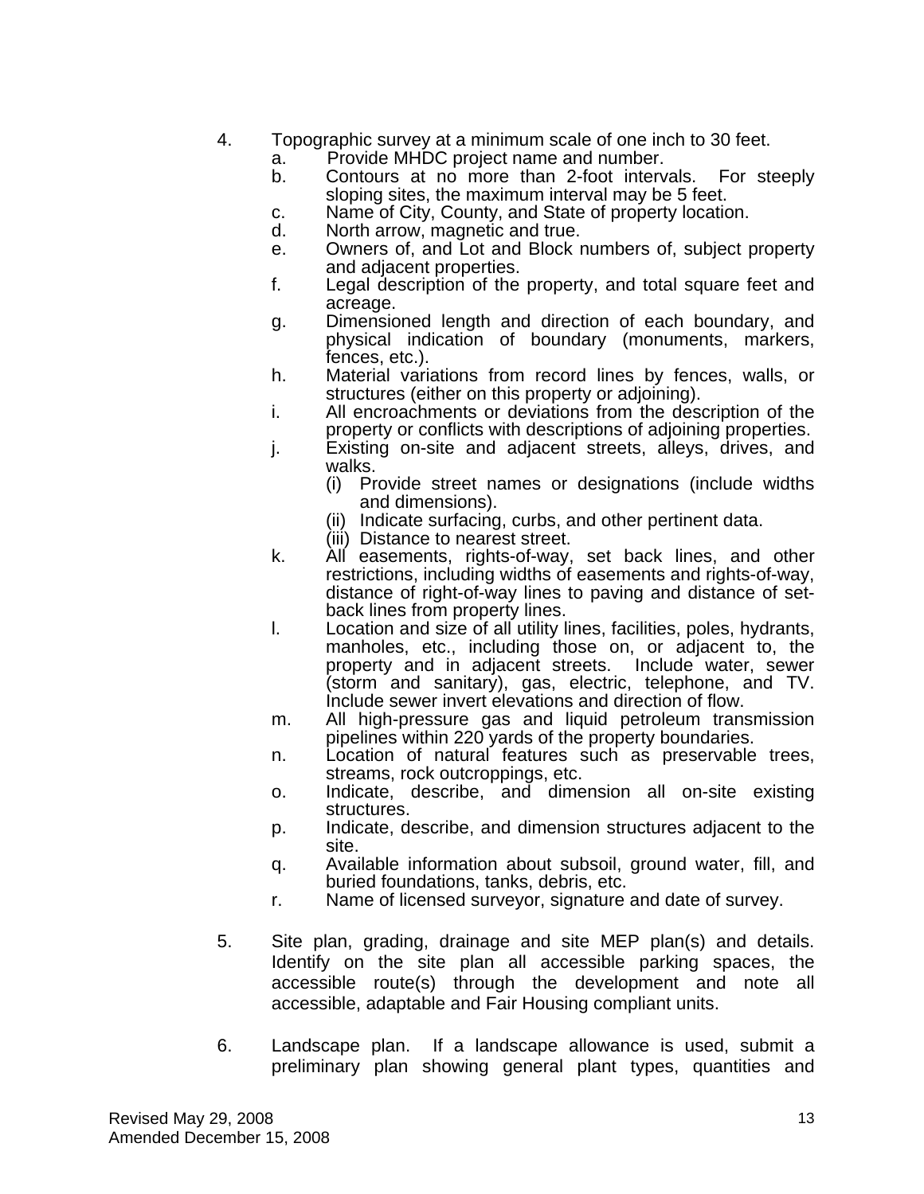4. Topographic survey at a minimum scale of one inch to 30 feet.
   a. Provide MHDC project name and number.
   b. Contours at no more than 2-foot intervals. For steeply sloping sites, the maximum interval may be 5 feet.
   c. Name of City, County, and State of property location.
   d. North arrow, magnetic and true.
   e. Owners of, and Lot and Block numbers of, subject property and adjacent properties.
   f. Legal description of the property, and total square feet and acreage.
   g. Dimensioned length and direction of each boundary, and physical indication of boundary (monuments, markers, fences, etc.).
   h. Material variations from record lines by fences, walls, or structures (either on this property or adjoining).
   i. All encroachments or deviations from the description of the property or conflicts with descriptions of adjoining properties.
   j. Existing on-site and adjacent streets, alleys, drives, and walks.
      (i) Provide street names or designations (include widths and dimensions).
      (ii) Indicate surfacing, curbs, and other pertinent data.
      (iii) Distance to nearest street.
   k. All easements, rights-of-way, set back lines, and other restrictions, including widths of easements and rights-of-way, distance of right-of-way lines to paving and distance of set-back lines from property lines.
   l. Location and size of all utility lines, facilities, poles, hydrants, manholes, etc., including those on, or adjacent to, the property and in adjacent streets. Include water, sewer (storm and sanitary), gas, electric, telephone, and TV. Include sewer invert elevations and direction of flow.
   m. All high-pressure gas and liquid petroleum transmission pipelines within 220 yards of the property boundaries.
   n. Location of natural features such as preservable trees, streams, rock outcroppings, etc.
   o. Indicate, describe, and dimension all on-site existing structures.
   p. Indicate, describe, and dimension structures adjacent to the site.
   q. Available information about subsoil, ground water, fill, and buried foundations, tanks, debris, etc.
   r. Name of licensed surveyor, signature and date of survey.

5. Site plan, grading, drainage and site MEP plan(s) and details. Identify on the site plan all accessible parking spaces, the accessible route(s) through the development and note all accessible, adaptable and Fair Housing compliant units.

6. Landscape plan. If a landscape allowance is used, submit a preliminary plan showing general plant types, quantities and

Revised May 29, 2008
Amended December 15, 2008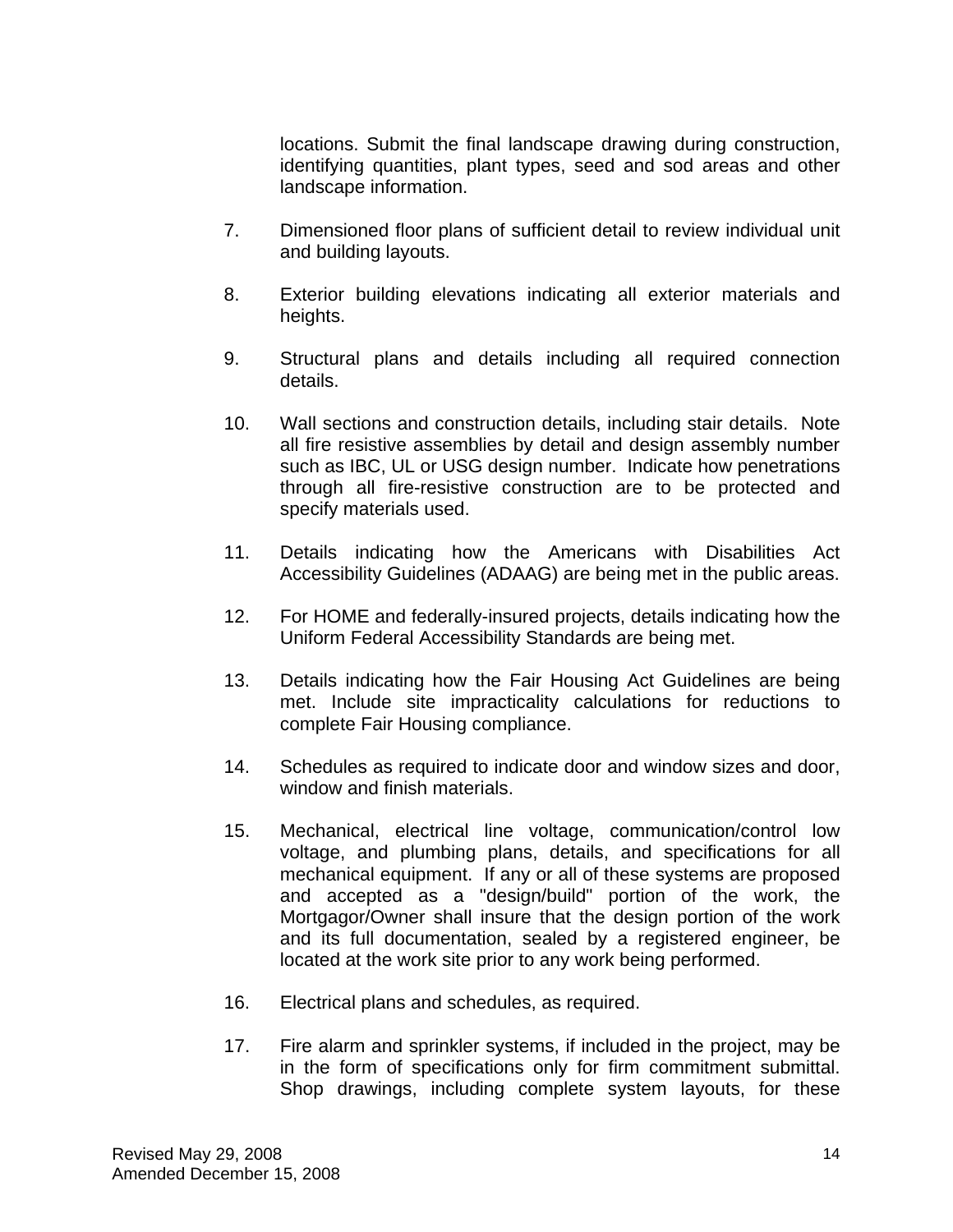locations. Submit the final landscape drawing during construction, identifying quantities, plant types, seed and sod areas and other landscape information.

7. Dimensioned floor plans of sufficient detail to review individual unit and building layouts.

8. Exterior building elevations indicating all exterior materials and heights.

9. Structural plans and details including all required connection details.

10. Wall sections and construction details, including stair details. Note all fire resistive assemblies by detail and design assembly number such as IBC, UL or USG design number. Indicate how penetrations through all fire-resistive construction are to be protected and specify materials used.

11. Details indicating how the Americans with Disabilities Act Accessibility Guidelines (ADAAG) are being met in the public areas.

12. For HOME and federally-insured projects, details indicating how the Uniform Federal Accessibility Standards are being met.

13. Details indicating how the Fair Housing Act Guidelines are being met. Include site impracticality calculations for reductions to complete Fair Housing compliance.

14. Schedules as required to indicate door and window sizes and door, window and finish materials.

15. Mechanical, electrical line voltage, communication/control low voltage, and plumbing plans, details, and specifications for all mechanical equipment. If any or all of these systems are proposed and accepted as a "design/build" portion of the work, the Mortgagor/Owner shall insure that the design portion of the work and its full documentation, sealed by a registered engineer, be located at the work site prior to any work being performed.

16. Electrical plans and schedules, as required.

17. Fire alarm and sprinkler systems, if included in the project, may be in the form of specifications only for firm commitment submittal. Shop drawings, including complete system layouts, for these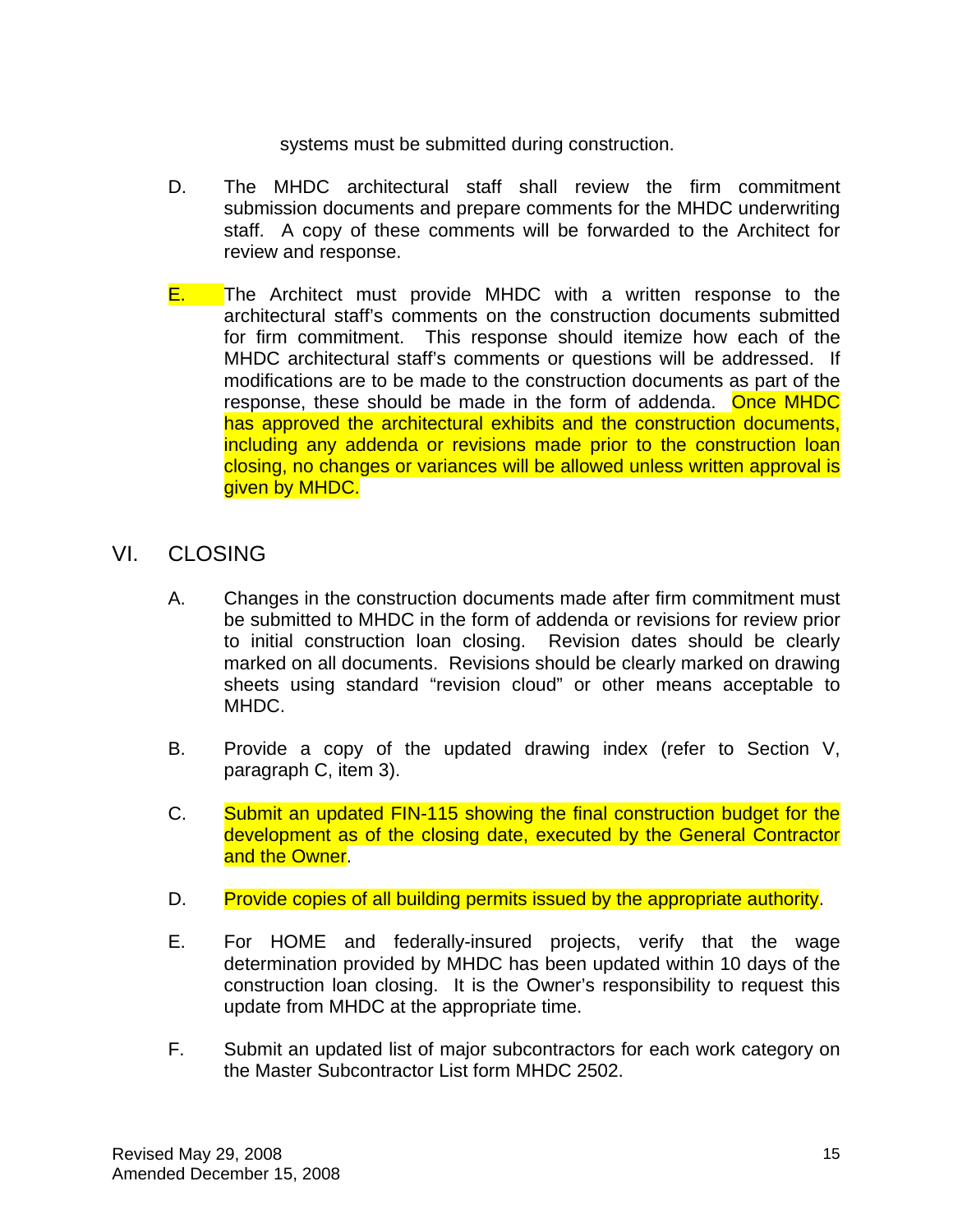systems must be submitted during construction.

D. The MHDC architectural staff shall review the firm commitment submission documents and prepare comments for the MHDC underwriting staff. A copy of these comments will be forwarded to the Architect for review and response.

E. The Architect must provide MHDC with a written response to the architectural staff's comments on the construction documents submitted for firm commitment. This response should itemize how each of the MHDC architectural staff's comments or questions will be addressed. If modifications are to be made to the construction documents as part of the response, these should be made in the form of addenda. Once MHDC has approved the architectural exhibits and the construction documents, including any addenda or revisions made prior to the construction loan closing, no changes or variances will be allowed unless written approval is given by MHDC.

## VI. CLOSING

A. Changes in the construction documents made after firm commitment must be submitted to MHDC in the form of addenda or revisions for review prior to initial construction loan closing. Revision dates should be clearly marked on all documents. Revisions should be clearly marked on drawing sheets using standard "revision cloud" or other means acceptable to MHDC.

B. Provide a copy of the updated drawing index (refer to Section V, paragraph C, item 3).

C. Submit an updated FIN-115 showing the final construction budget for the development as of the closing date, executed by the General Contractor and the Owner.

D. Provide copies of all building permits issued by the appropriate authority.

E. For HOME and federally-insured projects, verify that the wage determination provided by MHDC has been updated within 10 days of the construction loan closing. It is the Owner's responsibility to request this update from MHDC at the appropriate time.

F. Submit an updated list of major subcontractors for each work category on the Master Subcontractor List form MHDC 2502.

Revised May 29, 2008
Amended December 15, 2008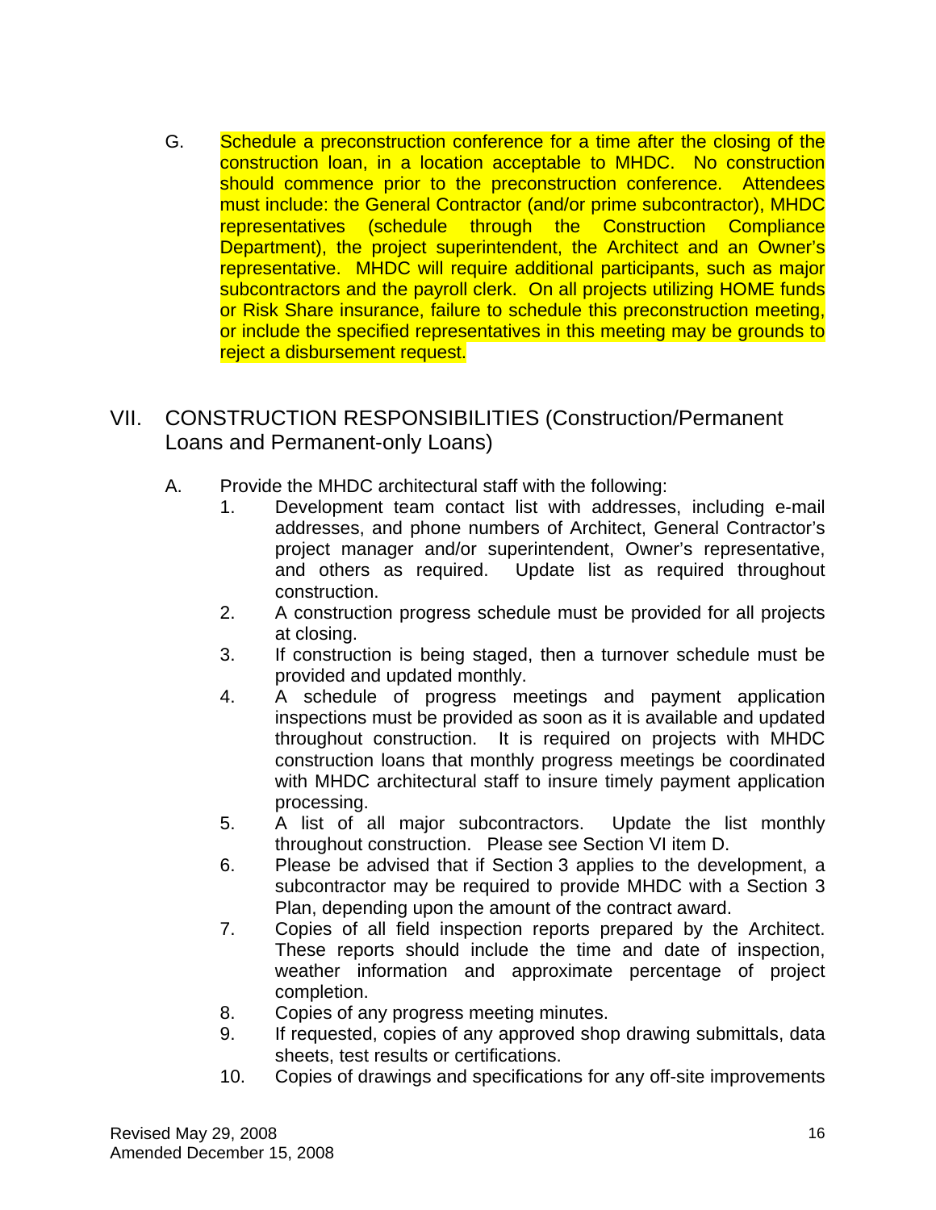G. Schedule a preconstruction conference for a time after the closing of the construction loan, in a location acceptable to MHDC. No construction should commence prior to the preconstruction conference. Attendees must include: the General Contractor (and/or prime subcontractor), MHDC representatives (schedule through the Construction Compliance Department), the project superintendent, the Architect and an Owner's representative. MHDC will require additional participants, such as major subcontractors and the payroll clerk. On all projects utilizing HOME funds or Risk Share insurance, failure to schedule this preconstruction meeting, or include the specified representatives in this meeting may be grounds to reject a disbursement request.

## VII. CONSTRUCTION RESPONSIBILITIES (Construction/Permanent Loans and Permanent-only Loans)

A. Provide the MHDC architectural staff with the following:

1. Development team contact list with addresses, including e-mail addresses, and phone numbers of Architect, General Contractor's project manager and/or superintendent, Owner's representative, and others as required. Update list as required throughout construction.
2. A construction progress schedule must be provided for all projects at closing.
3. If construction is being staged, then a turnover schedule must be provided and updated monthly.
4. A schedule of progress meetings and payment application inspections must be provided as soon as it is available and updated throughout construction. It is required on projects with MHDC construction loans that monthly progress meetings be coordinated with MHDC architectural staff to insure timely payment application processing.
5. A list of all major subcontractors. Update the list monthly throughout construction. Please see Section VI item D.
6. Please be advised that if Section 3 applies to the development, a subcontractor may be required to provide MHDC with a Section 3 Plan, depending upon the amount of the contract award.
7. Copies of all field inspection reports prepared by the Architect. These reports should include the time and date of inspection, weather information and approximate percentage of project completion.
8. Copies of any progress meeting minutes.
9. If requested, copies of any approved shop drawing submittals, data sheets, test results or certifications.
10. Copies of drawings and specifications for any off-site improvements

Revised May 29, 2008
Amended December 15, 2008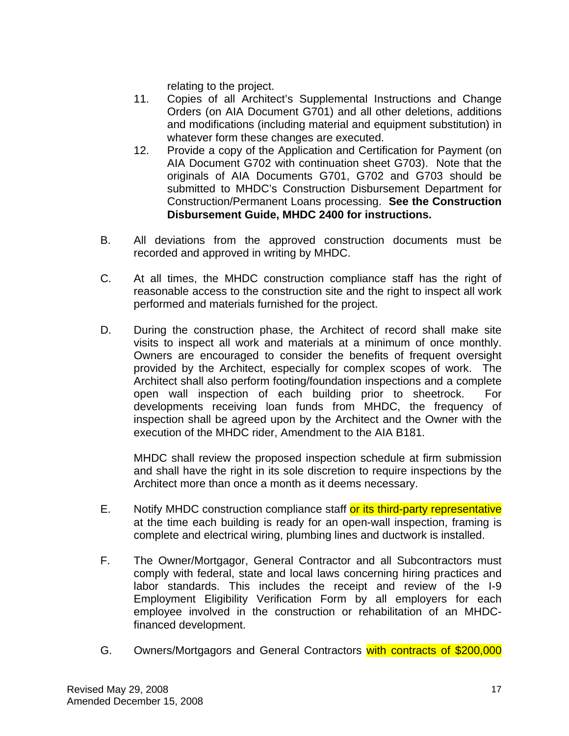relating to the project.

11. Copies of all Architect's Supplemental Instructions and Change Orders (on AIA Document G701) and all other deletions, additions and modifications (including material and equipment substitution) in whatever form these changes are executed.
12. Provide a copy of the Application and Certification for Payment (on AIA Document G702 with continuation sheet G703). Note that the originals of AIA Documents G701, G702 and G703 should be submitted to MHDC's Construction Disbursement Department for Construction/Permanent Loans processing. **See the Construction Disbursement Guide, MHDC 2400 for instructions.**

B. All deviations from the approved construction documents must be recorded and approved in writing by MHDC.

C. At all times, the MHDC construction compliance staff has the right of reasonable access to the construction site and the right to inspect all work performed and materials furnished for the project.

D. During the construction phase, the Architect of record shall make site visits to inspect all work and materials at a minimum of once monthly. Owners are encouraged to consider the benefits of frequent oversight provided by the Architect, especially for complex scopes of work. The Architect shall also perform footing/foundation inspections and a complete open wall inspection of each building prior to sheetrock. For developments receiving loan funds from MHDC, the frequency of inspection shall be agreed upon by the Architect and the Owner with the execution of the MHDC rider, Amendment to the AIA B181.

   MHDC shall review the proposed inspection schedule at firm submission and shall have the right in its sole discretion to require inspections by the Architect more than once a month as it deems necessary.

E. Notify MHDC construction compliance staff or its third-party representative at the time each building is ready for an open-wall inspection, framing is complete and electrical wiring, plumbing lines and ductwork is installed.

F. The Owner/Mortgagor, General Contractor and all Subcontractors must comply with federal, state and local laws concerning hiring practices and labor standards. This includes the receipt and review of the I-9 Employment Eligibility Verification Form by all employers for each employee involved in the construction or rehabilitation of an MHDC-financed development.

G. Owners/Mortgagors and General Contractors with contracts of $200,000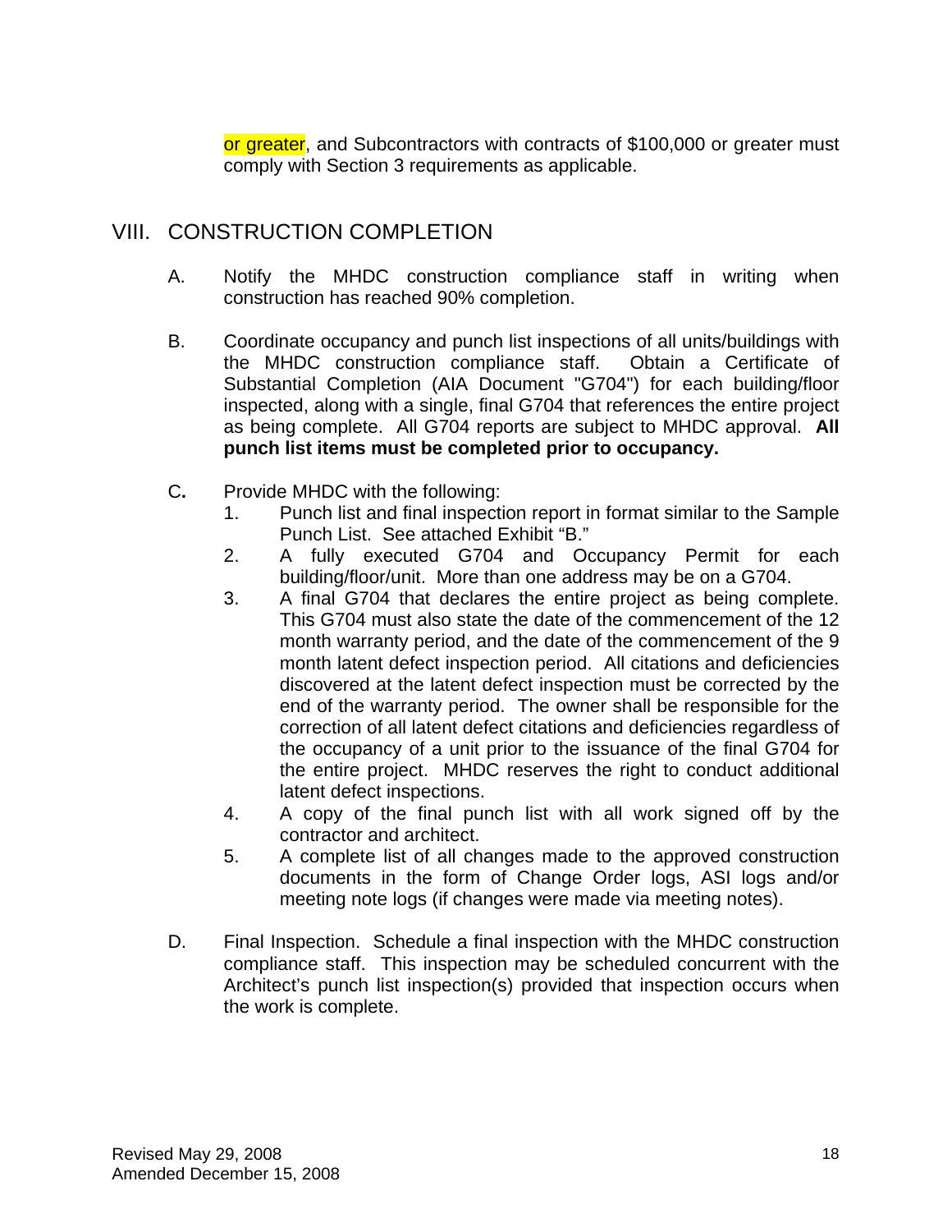or greater, and Subcontractors with contracts of $100,000 or greater must comply with Section 3 requirements as applicable.

## VIII. CONSTRUCTION COMPLETION

A. Notify the MHDC construction compliance staff in writing when construction has reached 90% completion.

B. Coordinate occupancy and punch list inspections of all units/buildings with the MHDC construction compliance staff. Obtain a Certificate of Substantial Completion (AIA Document "G704") for each building/floor inspected, along with a single, final G704 that references the entire project as being complete. All G704 reports are subject to MHDC approval. **All punch list items must be completed prior to occupancy.**

C. Provide MHDC with the following:

1. Punch list and final inspection report in format similar to the Sample Punch List. See attached Exhibit "B."
2. A fully executed G704 and Occupancy Permit for each building/floor/unit. More than one address may be on a G704.
3. A final G704 that declares the entire project as being complete. This G704 must also state the date of the commencement of the 12 month warranty period, and the date of the commencement of the 9 month latent defect inspection period. All citations and deficiencies discovered at the latent defect inspection must be corrected by the end of the warranty period. The owner shall be responsible for the correction of all latent defect citations and deficiencies regardless of the occupancy of a unit prior to the issuance of the final G704 for the entire project. MHDC reserves the right to conduct additional latent defect inspections.
4. A copy of the final punch list with all work signed off by the contractor and architect.
5. A complete list of all changes made to the approved construction documents in the form of Change Order logs, ASI logs and/or meeting note logs (if changes were made via meeting notes).

D. Final Inspection. Schedule a final inspection with the MHDC construction compliance staff. This inspection may be scheduled concurrent with the Architect's punch list inspection(s) provided that inspection occurs when the work is complete.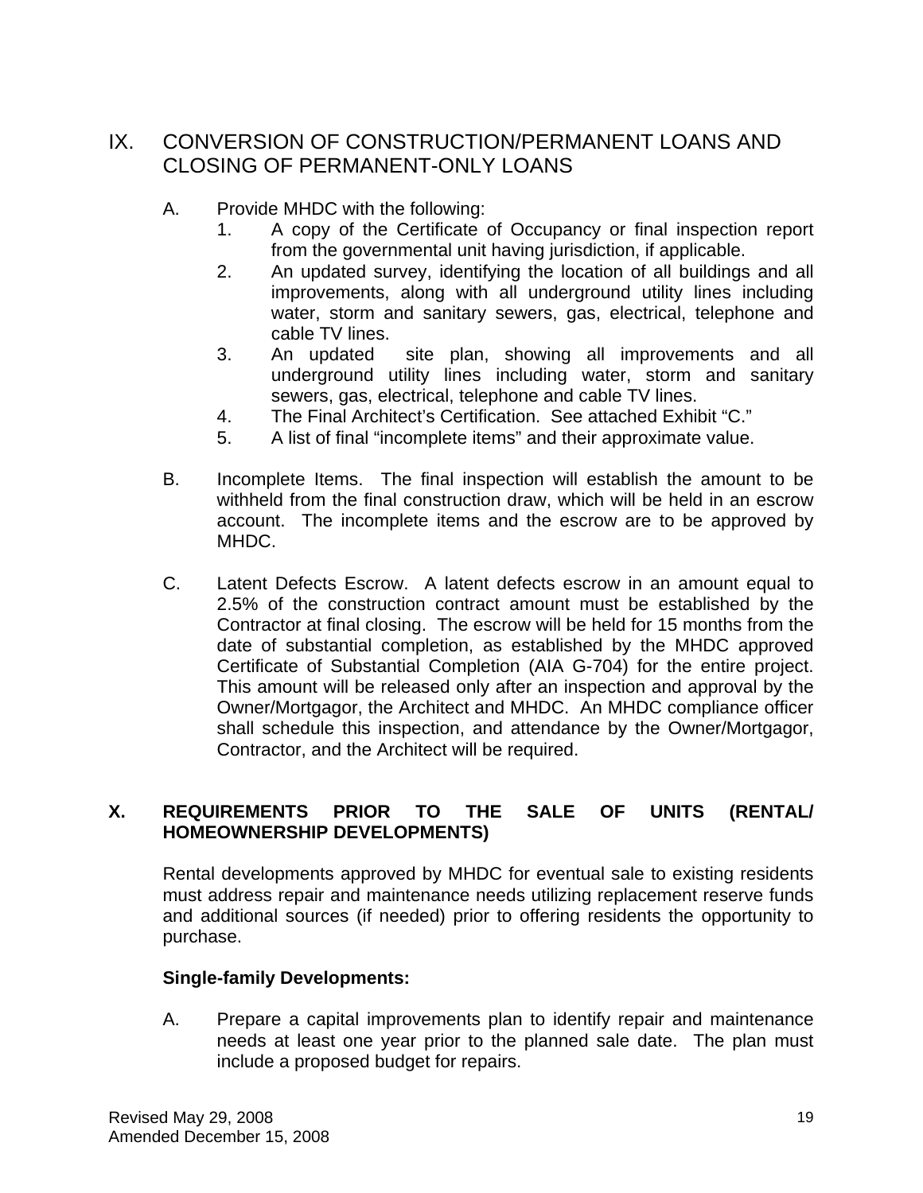## IX. CONVERSION OF CONSTRUCTION/PERMANENT LOANS AND CLOSING OF PERMANENT-ONLY LOANS

A. Provide MHDC with the following:

1. A copy of the Certificate of Occupancy or final inspection report from the governmental unit having jurisdiction, if applicable.
2. An updated survey, identifying the location of all buildings and all improvements, along with all underground utility lines including water, storm and sanitary sewers, gas, electrical, telephone and cable TV lines.
3. An updated site plan, showing all improvements and all underground utility lines including water, storm and sanitary sewers, gas, electrical, telephone and cable TV lines.
4. The Final Architect's Certification. See attached Exhibit "C."
5. A list of final "incomplete items" and their approximate value.

B. Incomplete Items. The final inspection will establish the amount to be withheld from the final construction draw, which will be held in an escrow account. The incomplete items and the escrow are to be approved by MHDC.

C. Latent Defects Escrow. A latent defects escrow in an amount equal to 2.5% of the construction contract amount must be established by the Contractor at final closing. The escrow will be held for 15 months from the date of substantial completion, as established by the MHDC approved Certificate of Substantial Completion (AIA G-704) for the entire project. This amount will be released only after an inspection and approval by the Owner/Mortgagor, the Architect and MHDC. An MHDC compliance officer shall schedule this inspection, and attendance by the Owner/Mortgagor, Contractor, and the Architect will be required.

## **X. REQUIREMENTS PRIOR TO THE SALE OF UNITS (RENTAL/ HOMEOWNERSHIP DEVELOPMENTS)**

Rental developments approved by MHDC for eventual sale to existing residents must address repair and maintenance needs utilizing replacement reserve funds and additional sources (if needed) prior to offering residents the opportunity to purchase.

**Single-family Developments:**

A. Prepare a capital improvements plan to identify repair and maintenance needs at least one year prior to the planned sale date. The plan must include a proposed budget for repairs.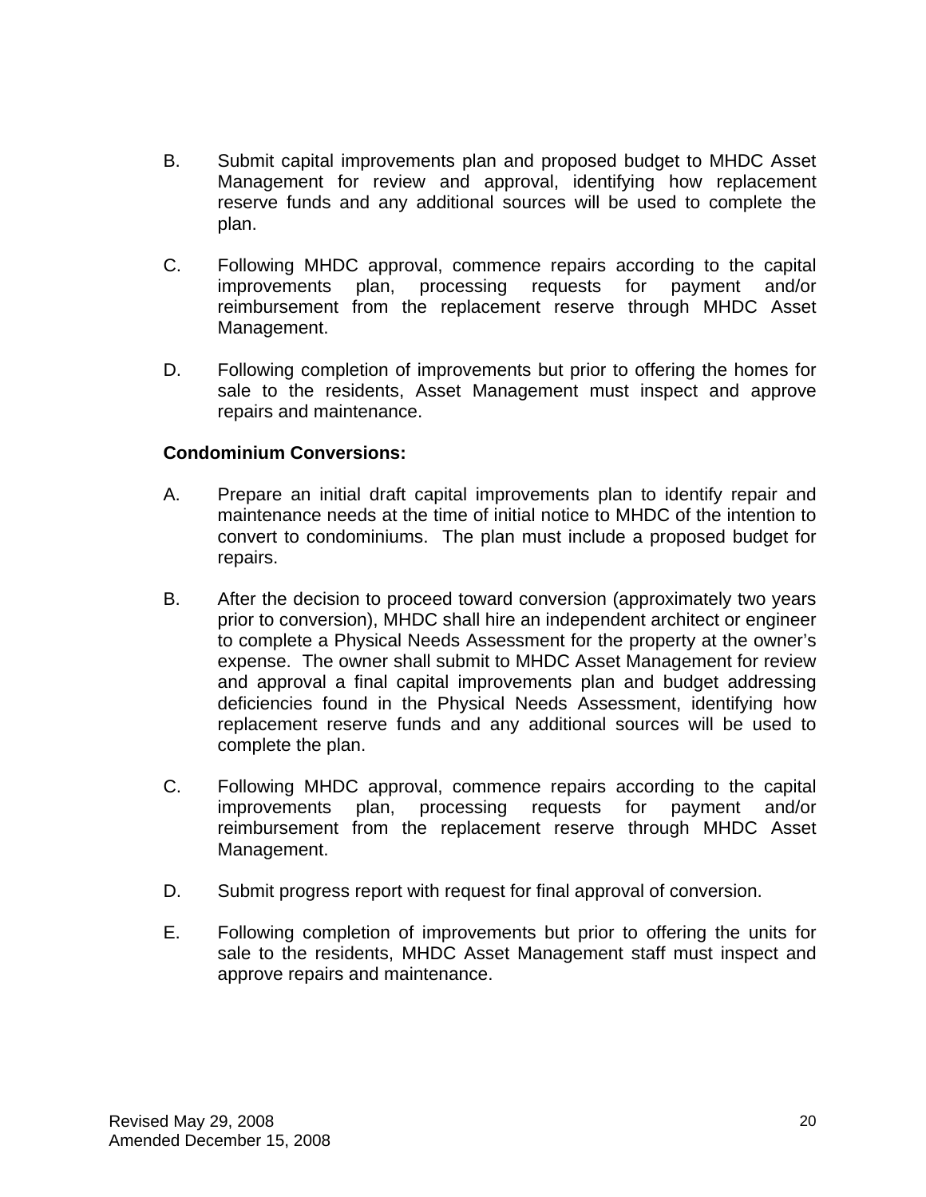B. Submit capital improvements plan and proposed budget to MHDC Asset Management for review and approval, identifying how replacement reserve funds and any additional sources will be used to complete the plan.

C. Following MHDC approval, commence repairs according to the capital improvements plan, processing requests for payment and/or reimbursement from the replacement reserve through MHDC Asset Management.

D. Following completion of improvements but prior to offering the homes for sale to the residents, Asset Management must inspect and approve repairs and maintenance.

**Condominium Conversions:**

A. Prepare an initial draft capital improvements plan to identify repair and maintenance needs at the time of initial notice to MHDC of the intention to convert to condominiums. The plan must include a proposed budget for repairs.

B. After the decision to proceed toward conversion (approximately two years prior to conversion), MHDC shall hire an independent architect or engineer to complete a Physical Needs Assessment for the property at the owner's expense. The owner shall submit to MHDC Asset Management for review and approval a final capital improvements plan and budget addressing deficiencies found in the Physical Needs Assessment, identifying how replacement reserve funds and any additional sources will be used to complete the plan.

C. Following MHDC approval, commence repairs according to the capital improvements plan, processing requests for payment and/or reimbursement from the replacement reserve through MHDC Asset Management.

D. Submit progress report with request for final approval of conversion.

E. Following completion of improvements but prior to offering the units for sale to the residents, MHDC Asset Management staff must inspect and approve repairs and maintenance.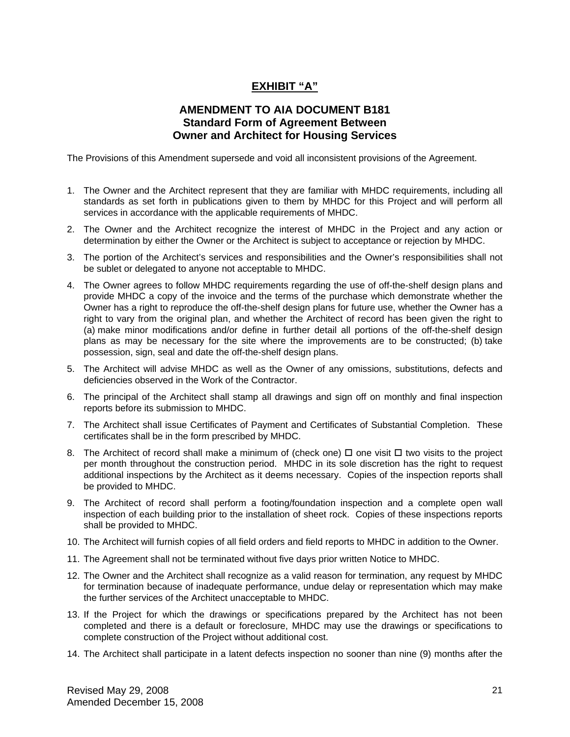# EXHIBIT "A"

## AMENDMENT TO AIA DOCUMENT B181
## Standard Form of Agreement Between
## Owner and Architect for Housing Services

The Provisions of this Amendment supersede and void all inconsistent provisions of the Agreement.

1. The Owner and the Architect represent that they are familiar with MHDC requirements, including all standards as set forth in publications given to them by MHDC for this Project and will perform all services in accordance with the applicable requirements of MHDC.

2. The Owner and the Architect recognize the interest of MHDC in the Project and any action or determination by either the Owner or the Architect is subject to acceptance or rejection by MHDC.

3. The portion of the Architect's services and responsibilities and the Owner's responsibilities shall not be sublet or delegated to anyone not acceptable to MHDC.

4. The Owner agrees to follow MHDC requirements regarding the use of off-the-shelf design plans and provide MHDC a copy of the invoice and the terms of the purchase which demonstrate whether the Owner has a right to reproduce the off-the-shelf design plans for future use, whether the Owner has a right to vary from the original plan, and whether the Architect of record has been given the right to (a) make minor modifications and/or define in further detail all portions of the off-the-shelf design plans as may be necessary for the site where the improvements are to be constructed; (b) take possession, sign, seal and date the off-the-shelf design plans.

5. The Architect will advise MHDC as well as the Owner of any omissions, substitutions, defects and deficiencies observed in the Work of the Contractor.

6. The principal of the Architect shall stamp all drawings and sign off on monthly and final inspection reports before its submission to MHDC.

7. The Architect shall issue Certificates of Payment and Certificates of Substantial Completion. These certificates shall be in the form prescribed by MHDC.

8. The Architect of record shall make a minimum of (check one) ☐ one visit ☐ two visits to the project per month throughout the construction period. MHDC in its sole discretion has the right to request additional inspections by the Architect as it deems necessary. Copies of the inspection reports shall be provided to MHDC.

9. The Architect of record shall perform a footing/foundation inspection and a complete open wall inspection of each building prior to the installation of sheet rock. Copies of these inspections reports shall be provided to MHDC.

10. The Architect will furnish copies of all field orders and field reports to MHDC in addition to the Owner.

11. The Agreement shall not be terminated without five days prior written Notice to MHDC.

12. The Owner and the Architect shall recognize as a valid reason for termination, any request by MHDC for termination because of inadequate performance, undue delay or representation which may make the further services of the Architect unacceptable to MHDC.

13. If the Project for which the drawings or specifications prepared by the Architect has not been completed and there is a default or foreclosure, MHDC may use the drawings or specifications to complete construction of the Project without additional cost.

14. The Architect shall participate in a latent defects inspection no sooner than nine (9) months after the

Revised May 29, 2008
Amended December 15, 2008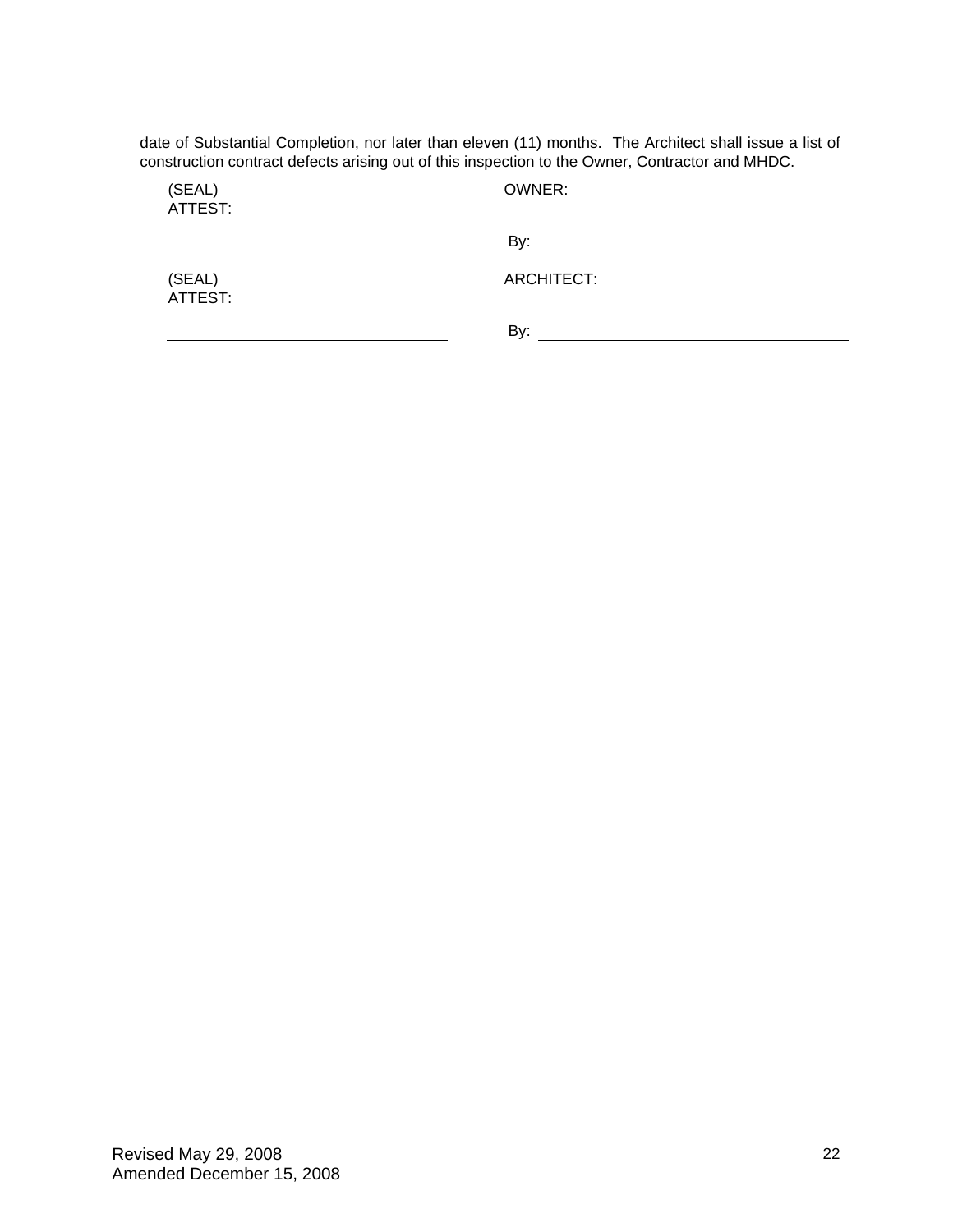date of Substantial Completion, nor later than eleven (11) months. The Architect shall issue a list of construction contract defects arising out of this inspection to the Owner, Contractor and MHDC.

| | |
|---|---|
| (SEAL)<br>ATTEST: | OWNER: |
| ______________________________ | By: ______________________________ |
| (SEAL)<br>ATTEST: | ARCHITECT: |
| ______________________________ | By: ______________________________ |

Revised May 29, 2008
Amended December 15, 2008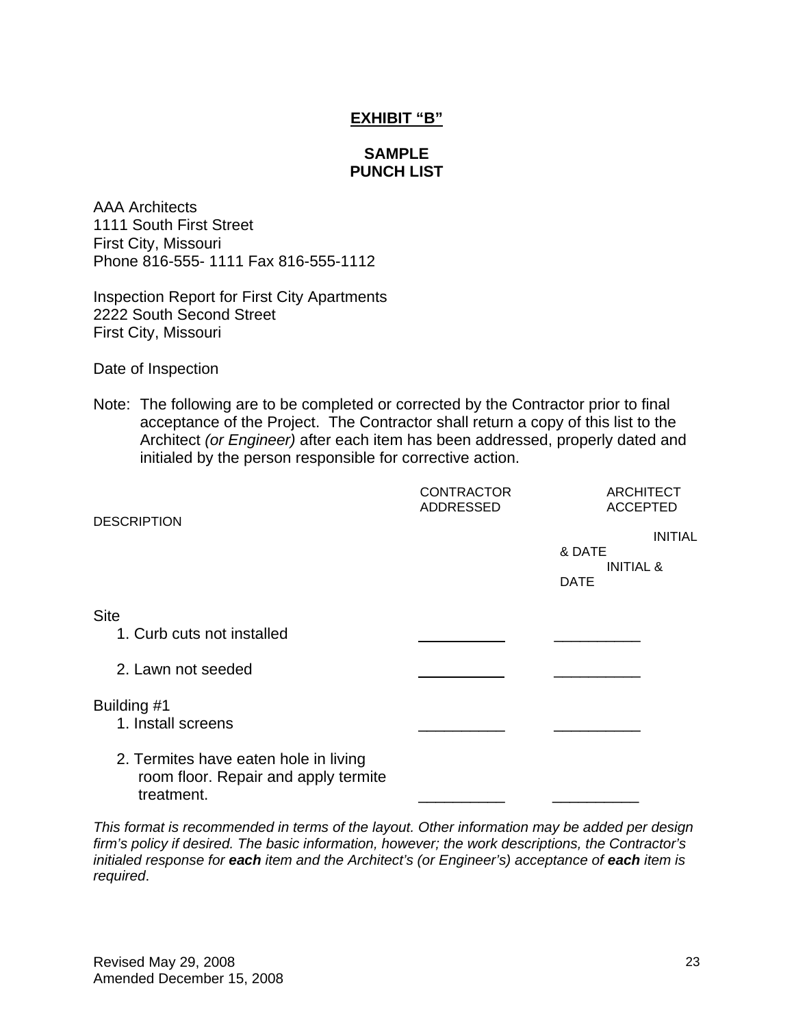**EXHIBIT "B"**

**SAMPLE**
**PUNCH LIST**

AAA Architects
1111 South First Street
First City, Missouri
Phone 816-555- 1111 Fax 816-555-1112

Inspection Report for First City Apartments
2222 South Second Street
First City, Missouri

Date of Inspection

Note: The following are to be completed or corrected by the Contractor prior to final acceptance of the Project. The Contractor shall return a copy of this list to the Architect *(or Engineer)* after each item has been addressed, properly dated and initialed by the person responsible for corrective action.

| DESCRIPTION | CONTRACTOR ADDRESSED<br>INITIAL & DATE | ARCHITECT ACCEPTED<br>INITIAL & DATE |
|---|---|---|
| Site | | |
| 1. Curb cuts not installed | __________ | __________ |
| 2. Lawn not seeded | __________ | __________ |
| Building #1 | | |
| 1. Install screens | __________ | __________ |
| 2. Termites have eaten hole in living room floor. Repair and apply termite treatment. | __________ | __________ |

*This format is recommended in terms of the layout. Other information may be added per design firm's policy if desired. The basic information, however; the work descriptions, the Contractor's initialed response for* ***each*** *item and the Architect's (or Engineer's) acceptance of* ***each*** *item is required*.

Revised May 29, 2008
Amended December 15, 2008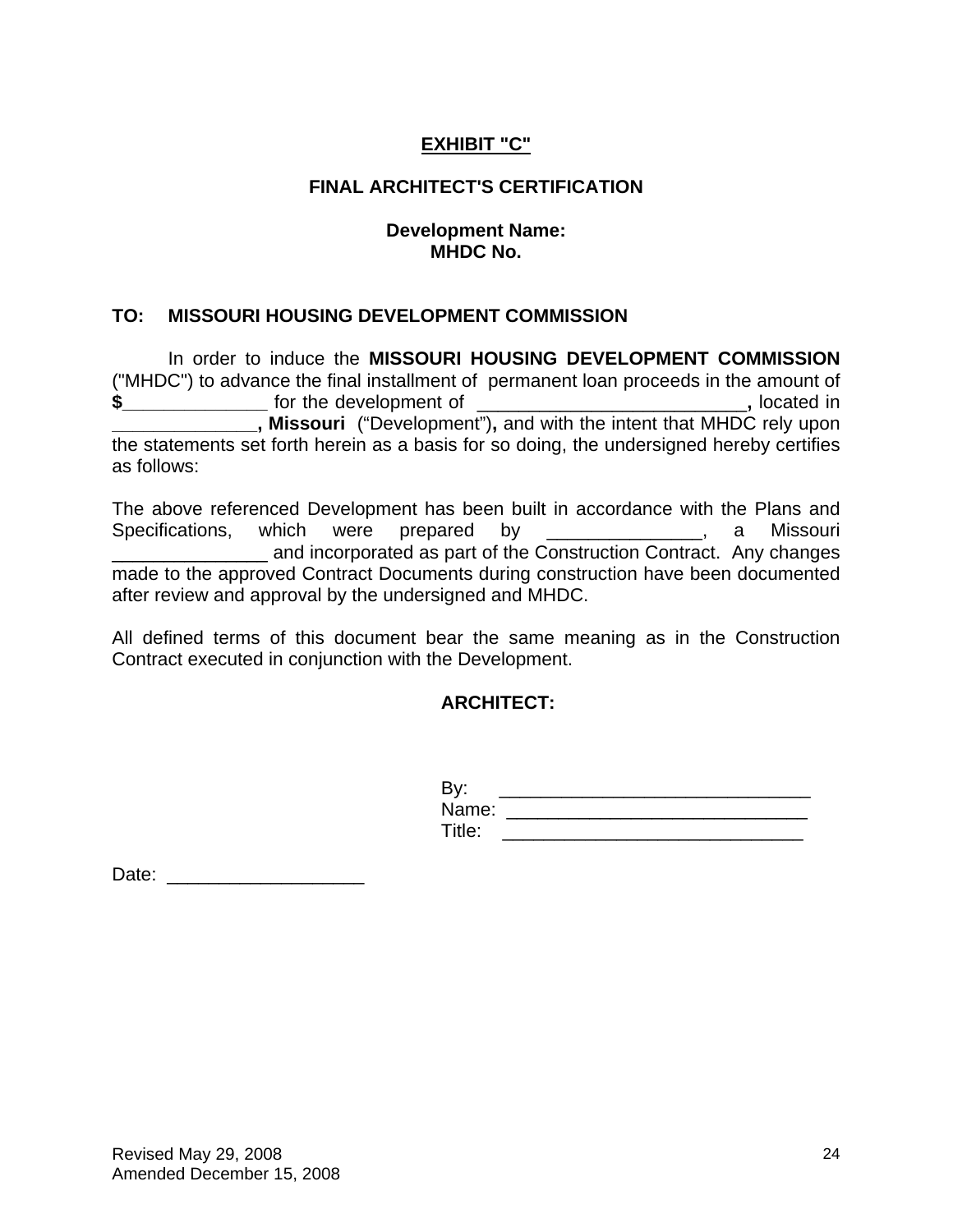**EXHIBIT "C"**

**FINAL ARCHITECT'S CERTIFICATION**

**Development Name:**
**MHDC No.**

**TO: MISSOURI HOUSING DEVELOPMENT COMMISSION**

In order to induce the **MISSOURI HOUSING DEVELOPMENT COMMISSION** ("MHDC") to advance the final installment of permanent loan proceeds in the amount of **$______________** for the development of __________________________**,** located in **______________, Missouri** ("Development")**,** and with the intent that MHDC rely upon the statements set forth herein as a basis for so doing, the undersigned hereby certifies as follows:

The above referenced Development has been built in accordance with the Plans and Specifications, which were prepared by _______________, a Missouri _______________ and incorporated as part of the Construction Contract. Any changes made to the approved Contract Documents during construction have been documented after review and approval by the undersigned and MHDC.

All defined terms of this document bear the same meaning as in the Construction Contract executed in conjunction with the Development.

**ARCHITECT:**

By: ______________________________
Name: ______________________________
Title: ______________________________

Date: ___________________

Revised May 29, 2008
Amended December 15, 2008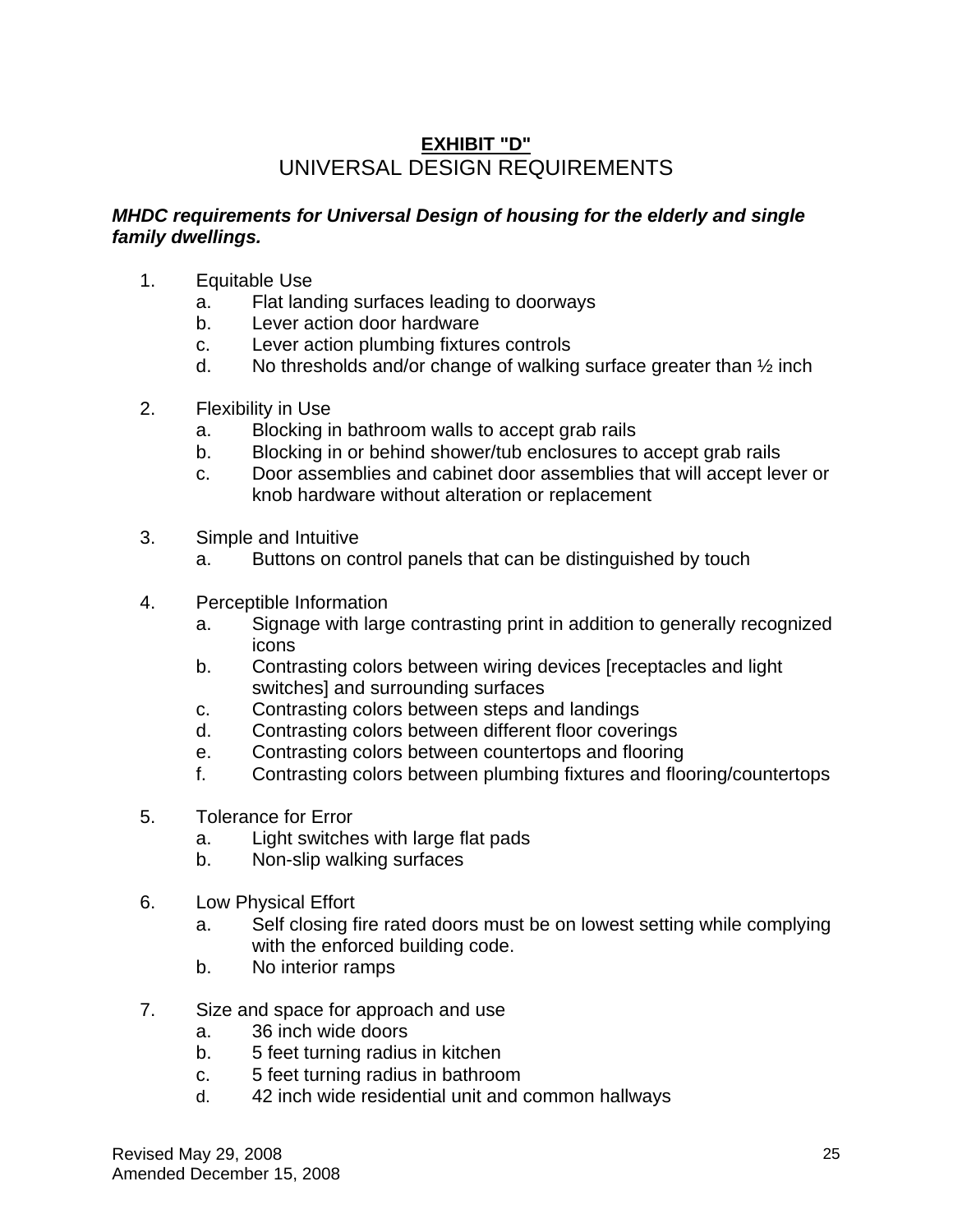# **EXHIBIT "D"**
## UNIVERSAL DESIGN REQUIREMENTS

***MHDC requirements for Universal Design of housing for the elderly and single family dwellings.***

1. Equitable Use
   a. Flat landing surfaces leading to doorways
   b. Lever action door hardware
   c. Lever action plumbing fixtures controls
   d. No thresholds and/or change of walking surface greater than ½ inch

2. Flexibility in Use
   a. Blocking in bathroom walls to accept grab rails
   b. Blocking in or behind shower/tub enclosures to accept grab rails
   c. Door assemblies and cabinet door assemblies that will accept lever or knob hardware without alteration or replacement

3. Simple and Intuitive
   a. Buttons on control panels that can be distinguished by touch

4. Perceptible Information
   a. Signage with large contrasting print in addition to generally recognized icons
   b. Contrasting colors between wiring devices [receptacles and light switches] and surrounding surfaces
   c. Contrasting colors between steps and landings
   d. Contrasting colors between different floor coverings
   e. Contrasting colors between countertops and flooring
   f. Contrasting colors between plumbing fixtures and flooring/countertops

5. Tolerance for Error
   a. Light switches with large flat pads
   b. Non-slip walking surfaces

6. Low Physical Effort
   a. Self closing fire rated doors must be on lowest setting while complying with the enforced building code.
   b. No interior ramps

7. Size and space for approach and use
   a. 36 inch wide doors
   b. 5 feet turning radius in kitchen
   c. 5 feet turning radius in bathroom
   d. 42 inch wide residential unit and common hallways

Revised May 29, 2008
Amended December 15, 2008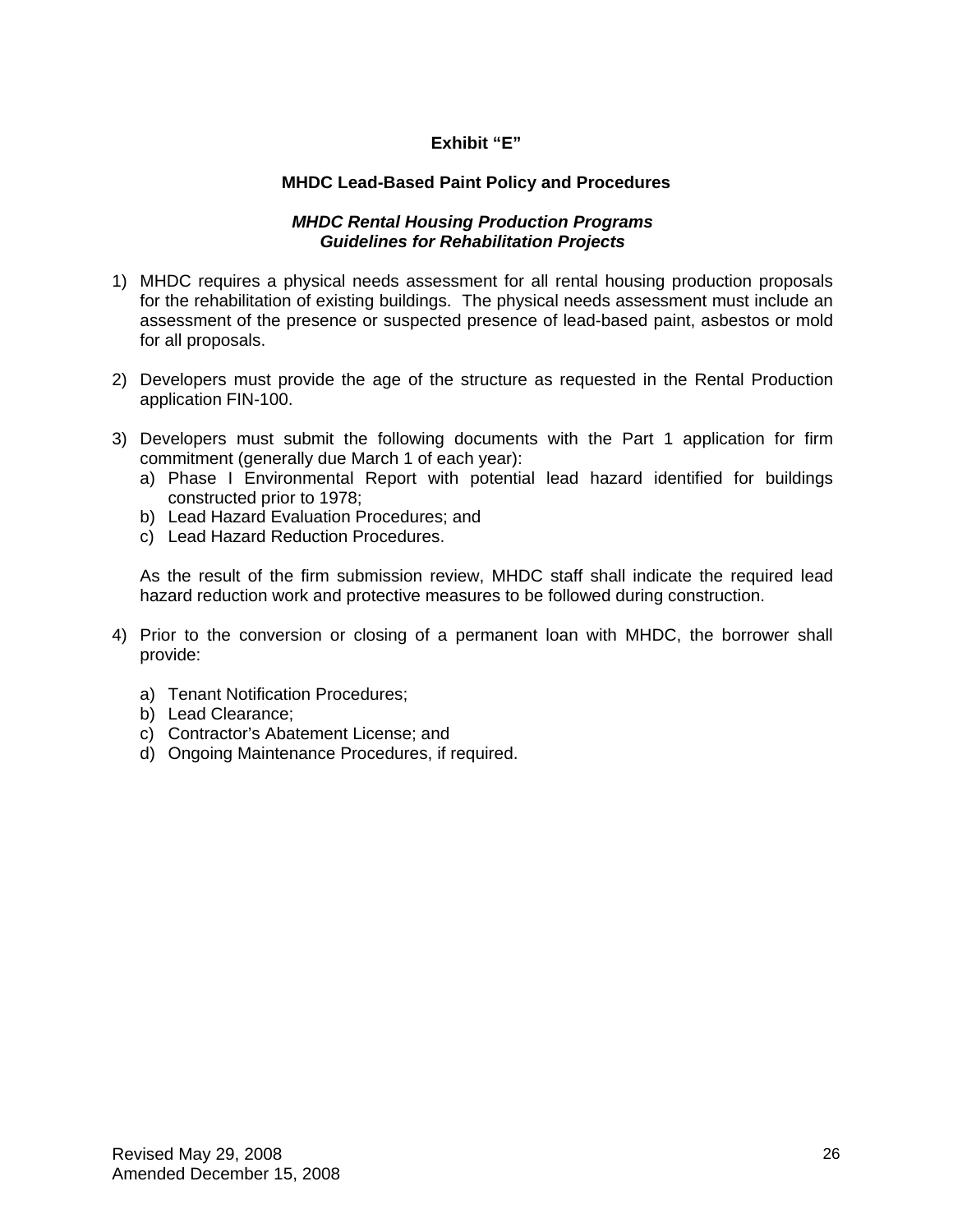# Exhibit "E"

## MHDC Lead-Based Paint Policy and Procedures

### *MHDC Rental Housing Production Programs Guidelines for Rehabilitation Projects*

1) MHDC requires a physical needs assessment for all rental housing production proposals for the rehabilitation of existing buildings. The physical needs assessment must include an assessment of the presence or suspected presence of lead-based paint, asbestos or mold for all proposals.

2) Developers must provide the age of the structure as requested in the Rental Production application FIN-100.

3) Developers must submit the following documents with the Part 1 application for firm commitment (generally due March 1 of each year):
   a) Phase I Environmental Report with potential lead hazard identified for buildings constructed prior to 1978;
   b) Lead Hazard Evaluation Procedures; and
   c) Lead Hazard Reduction Procedures.

   As the result of the firm submission review, MHDC staff shall indicate the required lead hazard reduction work and protective measures to be followed during construction.

4) Prior to the conversion or closing of a permanent loan with MHDC, the borrower shall provide:

   a) Tenant Notification Procedures;
   b) Lead Clearance;
   c) Contractor's Abatement License; and
   d) Ongoing Maintenance Procedures, if required.

Revised May 29, 2008
Amended December 15, 2008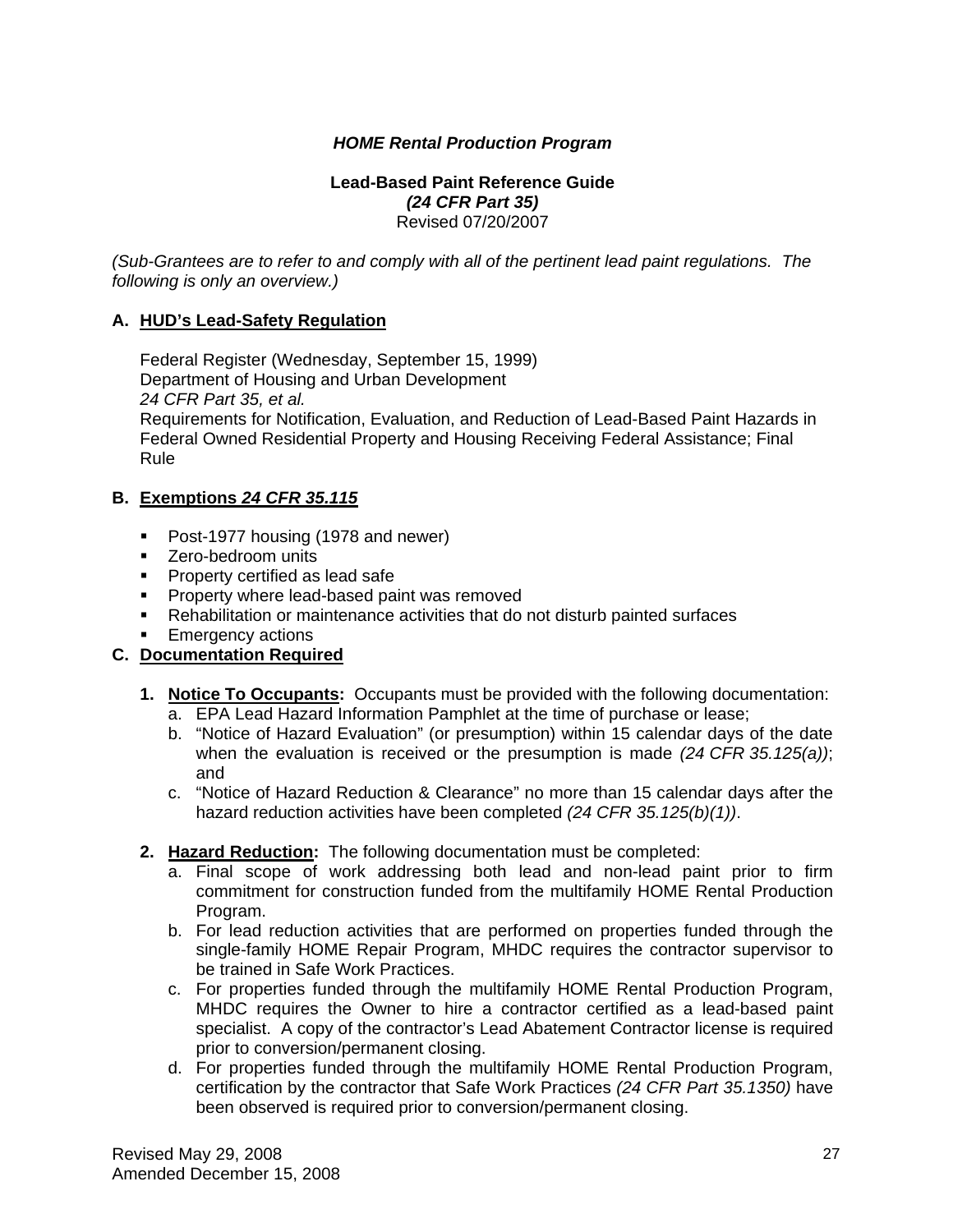# *HOME Rental Production Program*

**Lead-Based Paint Reference Guide**
***(24 CFR Part 35)***
Revised 07/20/2007

*(Sub-Grantees are to refer to and comply with all of the pertinent lead paint regulations. The following is only an overview.)*

## A. HUD's Lead-Safety Regulation

Federal Register (Wednesday, September 15, 1999)
Department of Housing and Urban Development
*24 CFR Part 35, et al.*
Requirements for Notification, Evaluation, and Reduction of Lead-Based Paint Hazards in Federal Owned Residential Property and Housing Receiving Federal Assistance; Final Rule

## B. Exemptions *24 CFR 35.115*

- Post-1977 housing (1978 and newer)
- Zero-bedroom units
- Property certified as lead safe
- Property where lead-based paint was removed
- Rehabilitation or maintenance activities that do not disturb painted surfaces
- Emergency actions

## C. Documentation Required

1. **Notice To Occupants:** Occupants must be provided with the following documentation:
   a. EPA Lead Hazard Information Pamphlet at the time of purchase or lease;
   b. "Notice of Hazard Evaluation" (or presumption) within 15 calendar days of the date when the evaluation is received or the presumption is made *(24 CFR 35.125(a))*; and
   c. "Notice of Hazard Reduction & Clearance" no more than 15 calendar days after the hazard reduction activities have been completed *(24 CFR 35.125(b)(1))*.

2. **Hazard Reduction:** The following documentation must be completed:
   a. Final scope of work addressing both lead and non-lead paint prior to firm commitment for construction funded from the multifamily HOME Rental Production Program.
   b. For lead reduction activities that are performed on properties funded through the single-family HOME Repair Program, MHDC requires the contractor supervisor to be trained in Safe Work Practices.
   c. For properties funded through the multifamily HOME Rental Production Program, MHDC requires the Owner to hire a contractor certified as a lead-based paint specialist. A copy of the contractor's Lead Abatement Contractor license is required prior to conversion/permanent closing.
   d. For properties funded through the multifamily HOME Rental Production Program, certification by the contractor that Safe Work Practices *(24 CFR Part 35.1350)* have been observed is required prior to conversion/permanent closing.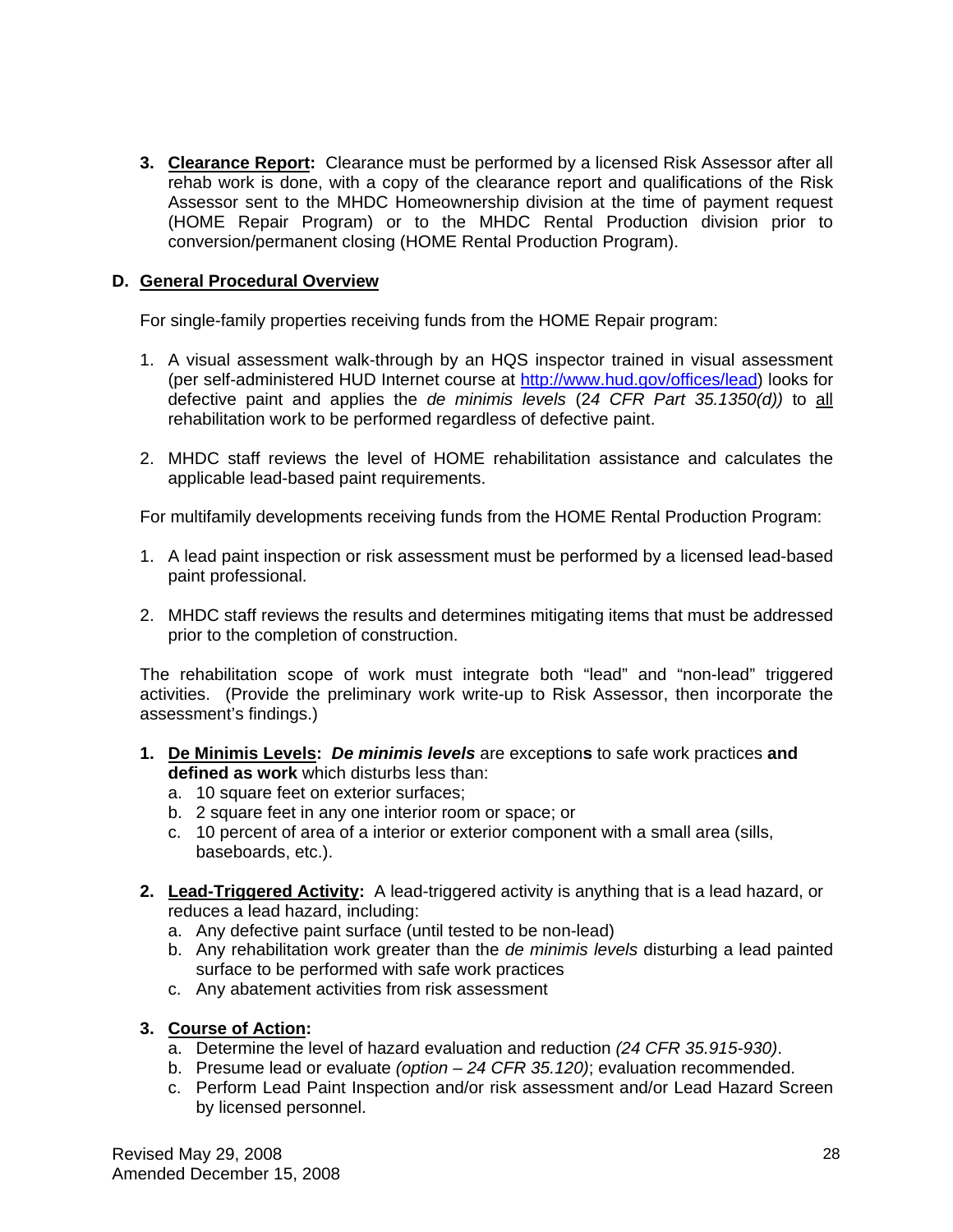3. **Clearance Report:** Clearance must be performed by a licensed Risk Assessor after all rehab work is done, with a copy of the clearance report and qualifications of the Risk Assessor sent to the MHDC Homeownership division at the time of payment request (HOME Repair Program) or to the MHDC Rental Production division prior to conversion/permanent closing (HOME Rental Production Program).

## D. General Procedural Overview

For single-family properties receiving funds from the HOME Repair program:

1. A visual assessment walk-through by an HQS inspector trained in visual assessment (per self-administered HUD Internet course at http://www.hud.gov/offices/lead) looks for defective paint and applies the *de minimis levels* (*24 CFR Part 35.1350(d))* to all rehabilitation work to be performed regardless of defective paint.

2. MHDC staff reviews the level of HOME rehabilitation assistance and calculates the applicable lead-based paint requirements.

For multifamily developments receiving funds from the HOME Rental Production Program:

1. A lead paint inspection or risk assessment must be performed by a licensed lead-based paint professional.

2. MHDC staff reviews the results and determines mitigating items that must be addressed prior to the completion of construction.

The rehabilitation scope of work must integrate both "lead" and "non-lead" triggered activities. (Provide the preliminary work write-up to Risk Assessor, then incorporate the assessment's findings.)

1. **De Minimis Levels:** ***De minimis levels*** are exception**s** to safe work practices **and defined as work** which disturbs less than:
   a. 10 square feet on exterior surfaces;
   b. 2 square feet in any one interior room or space; or
   c. 10 percent of area of a interior or exterior component with a small area (sills, baseboards, etc.).

2. **Lead-Triggered Activity:** A lead-triggered activity is anything that is a lead hazard, or reduces a lead hazard, including:
   a. Any defective paint surface (until tested to be non-lead)
   b. Any rehabilitation work greater than the *de minimis levels* disturbing a lead painted surface to be performed with safe work practices
   c. Any abatement activities from risk assessment

3. **Course of Action:**
   a. Determine the level of hazard evaluation and reduction *(24 CFR 35.915-930)*.
   b. Presume lead or evaluate *(option – 24 CFR 35.120)*; evaluation recommended.
   c. Perform Lead Paint Inspection and/or risk assessment and/or Lead Hazard Screen by licensed personnel.

Revised May 29, 2008
Amended December 15, 2008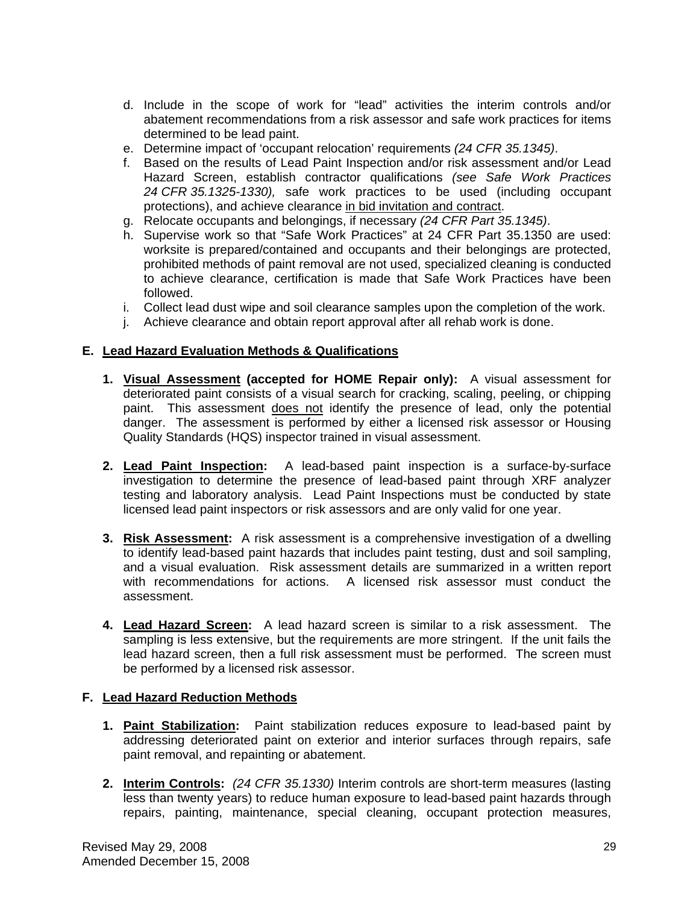d. Include in the scope of work for “lead” activities the interim controls and/or abatement recommendations from a risk assessor and safe work practices for items determined to be lead paint.
e. Determine impact of ‘occupant relocation’ requirements *(24 CFR 35.1345)*.
f. Based on the results of Lead Paint Inspection and/or risk assessment and/or Lead Hazard Screen, establish contractor qualifications *(see Safe Work Practices 24 CFR 35.1325-1330),* safe work practices to be used (including occupant protections), and achieve clearance <u>in bid invitation and contract</u>.
g. Relocate occupants and belongings, if necessary *(24 CFR Part 35.1345)*.
h. Supervise work so that “Safe Work Practices” at 24 CFR Part 35.1350 are used: worksite is prepared/contained and occupants and their belongings are protected, prohibited methods of paint removal are not used, specialized cleaning is conducted to achieve clearance, certification is made that Safe Work Practices have been followed.
i. Collect lead dust wipe and soil clearance samples upon the completion of the work.
j. Achieve clearance and obtain report approval after all rehab work is done.

## E. Lead Hazard Evaluation Methods & Qualifications

1. **<u>Visual Assessment</u> (accepted for HOME Repair only):** A visual assessment for deteriorated paint consists of a visual search for cracking, scaling, peeling, or chipping paint. This assessment <u>does not</u> identify the presence of lead, only the potential danger. The assessment is performed by either a licensed risk assessor or Housing Quality Standards (HQS) inspector trained in visual assessment.

2. **<u>Lead Paint Inspection</u>:** A lead-based paint inspection is a surface-by-surface investigation to determine the presence of lead-based paint through XRF analyzer testing and laboratory analysis. Lead Paint Inspections must be conducted by state licensed lead paint inspectors or risk assessors and are only valid for one year.

3. **<u>Risk Assessment</u>:** A risk assessment is a comprehensive investigation of a dwelling to identify lead-based paint hazards that includes paint testing, dust and soil sampling, and a visual evaluation. Risk assessment details are summarized in a written report with recommendations for actions. A licensed risk assessor must conduct the assessment.

4. **<u>Lead Hazard Screen</u>:** A lead hazard screen is similar to a risk assessment. The sampling is less extensive, but the requirements are more stringent. If the unit fails the lead hazard screen, then a full risk assessment must be performed. The screen must be performed by a licensed risk assessor.

## F. Lead Hazard Reduction Methods

1. **<u>Paint Stabilization</u>:** Paint stabilization reduces exposure to lead-based paint by addressing deteriorated paint on exterior and interior surfaces through repairs, safe paint removal, and repainting or abatement.

2. **<u>Interim Controls</u>:** *(24 CFR 35.1330)* Interim controls are short-term measures (lasting less than twenty years) to reduce human exposure to lead-based paint hazards through repairs, painting, maintenance, special cleaning, occupant protection measures,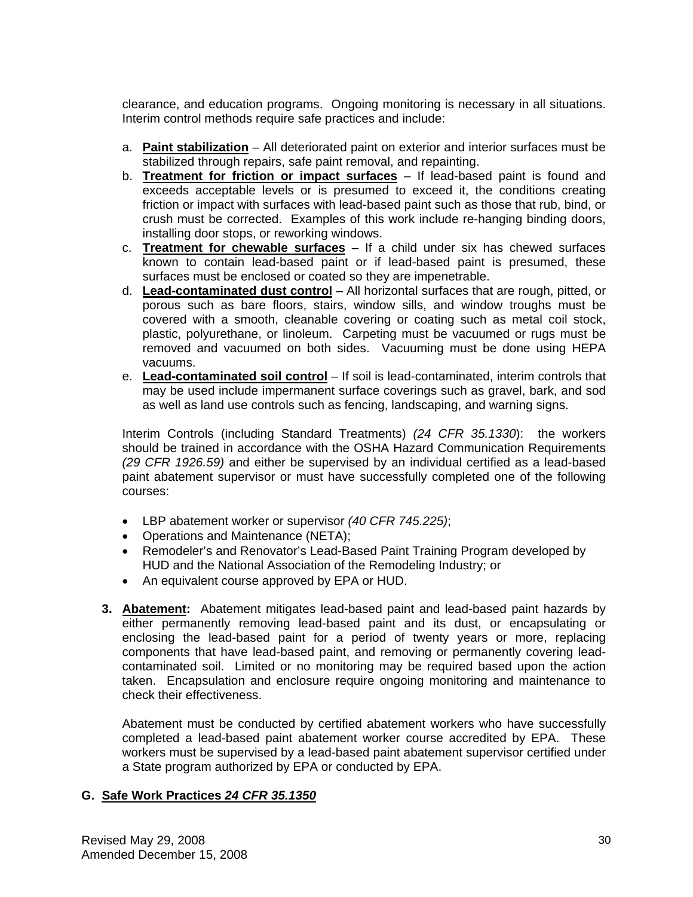clearance, and education programs. Ongoing monitoring is necessary in all situations. Interim control methods require safe practices and include:

a. **Paint stabilization** – All deteriorated paint on exterior and interior surfaces must be stabilized through repairs, safe paint removal, and repainting.
b. **Treatment for friction or impact surfaces** – If lead-based paint is found and exceeds acceptable levels or is presumed to exceed it, the conditions creating friction or impact with surfaces with lead-based paint such as those that rub, bind, or crush must be corrected. Examples of this work include re-hanging binding doors, installing door stops, or reworking windows.
c. **Treatment for chewable surfaces** – If a child under six has chewed surfaces known to contain lead-based paint or if lead-based paint is presumed, these surfaces must be enclosed or coated so they are impenetrable.
d. **Lead-contaminated dust control** – All horizontal surfaces that are rough, pitted, or porous such as bare floors, stairs, window sills, and window troughs must be covered with a smooth, cleanable covering or coating such as metal coil stock, plastic, polyurethane, or linoleum. Carpeting must be vacuumed or rugs must be removed and vacuumed on both sides. Vacuuming must be done using HEPA vacuums.
e. **Lead-contaminated soil control** – If soil is lead-contaminated, interim controls that may be used include impermanent surface coverings such as gravel, bark, and sod as well as land use controls such as fencing, landscaping, and warning signs.

Interim Controls (including Standard Treatments) *(24 CFR 35.1330*): the workers should be trained in accordance with the OSHA Hazard Communication Requirements *(29 CFR 1926.59)* and either be supervised by an individual certified as a lead-based paint abatement supervisor or must have successfully completed one of the following courses:

- LBP abatement worker or supervisor *(40 CFR 745.225)*;
- Operations and Maintenance (NETA);
- Remodeler's and Renovator's Lead-Based Paint Training Program developed by HUD and the National Association of the Remodeling Industry; or
- An equivalent course approved by EPA or HUD.

**3. Abatement:** Abatement mitigates lead-based paint and lead-based paint hazards by either permanently removing lead-based paint and its dust, or encapsulating or enclosing the lead-based paint for a period of twenty years or more, replacing components that have lead-based paint, and removing or permanently covering lead-contaminated soil. Limited or no monitoring may be required based upon the action taken. Encapsulation and enclosure require ongoing monitoring and maintenance to check their effectiveness.

Abatement must be conducted by certified abatement workers who have successfully completed a lead-based paint abatement worker course accredited by EPA. These workers must be supervised by a lead-based paint abatement supervisor certified under a State program authorized by EPA or conducted by EPA.

## G. Safe Work Practices *24 CFR 35.1350*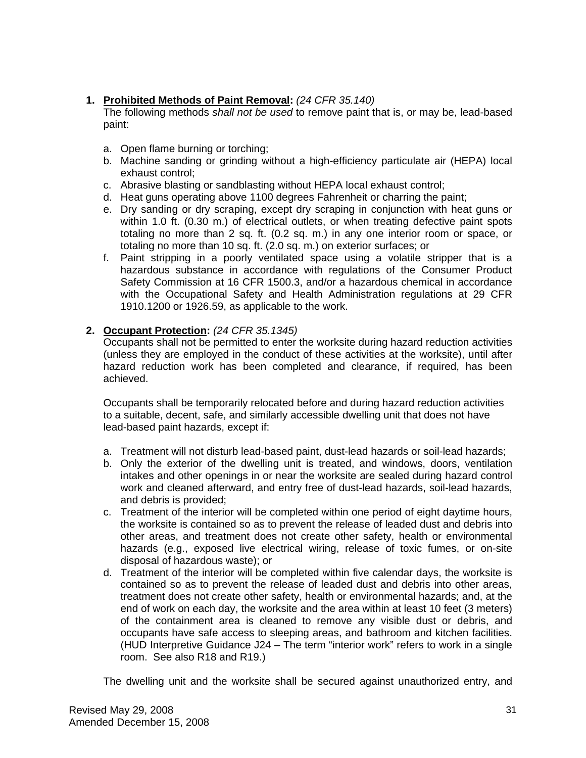1. **<u>Prohibited Methods of Paint Removal</u>:** *(24 CFR 35.140)*
   The following methods *shall not be used* to remove paint that is, or may be, lead-based paint:

   a. Open flame burning or torching;
   b. Machine sanding or grinding without a high-efficiency particulate air (HEPA) local exhaust control;
   c. Abrasive blasting or sandblasting without HEPA local exhaust control;
   d. Heat guns operating above 1100 degrees Fahrenheit or charring the paint;
   e. Dry sanding or dry scraping, except dry scraping in conjunction with heat guns or within 1.0 ft. (0.30 m.) of electrical outlets, or when treating defective paint spots totaling no more than 2 sq. ft. (0.2 sq. m.) in any one interior room or space, or totaling no more than 10 sq. ft. (2.0 sq. m.) on exterior surfaces; or
   f. Paint stripping in a poorly ventilated space using a volatile stripper that is a hazardous substance in accordance with regulations of the Consumer Product Safety Commission at 16 CFR 1500.3, and/or a hazardous chemical in accordance with the Occupational Safety and Health Administration regulations at 29 CFR 1910.1200 or 1926.59, as applicable to the work.

2. **<u>Occupant Protection</u>:** *(24 CFR 35.1345)*
   Occupants shall not be permitted to enter the worksite during hazard reduction activities (unless they are employed in the conduct of these activities at the worksite), until after hazard reduction work has been completed and clearance, if required, has been achieved.

   Occupants shall be temporarily relocated before and during hazard reduction activities to a suitable, decent, safe, and similarly accessible dwelling unit that does not have lead-based paint hazards, except if:

   a. Treatment will not disturb lead-based paint, dust-lead hazards or soil-lead hazards;
   b. Only the exterior of the dwelling unit is treated, and windows, doors, ventilation intakes and other openings in or near the worksite are sealed during hazard control work and cleaned afterward, and entry free of dust-lead hazards, soil-lead hazards, and debris is provided;
   c. Treatment of the interior will be completed within one period of eight daytime hours, the worksite is contained so as to prevent the release of leaded dust and debris into other areas, and treatment does not create other safety, health or environmental hazards (e.g., exposed live electrical wiring, release of toxic fumes, or on-site disposal of hazardous waste); or
   d. Treatment of the interior will be completed within five calendar days, the worksite is contained so as to prevent the release of leaded dust and debris into other areas, treatment does not create other safety, health or environmental hazards; and, at the end of work on each day, the worksite and the area within at least 10 feet (3 meters) of the containment area is cleaned to remove any visible dust or debris, and occupants have safe access to sleeping areas, and bathroom and kitchen facilities. (HUD Interpretive Guidance J24 – The term “interior work” refers to work in a single room. See also R18 and R19.)

   The dwelling unit and the worksite shall be secured against unauthorized entry, and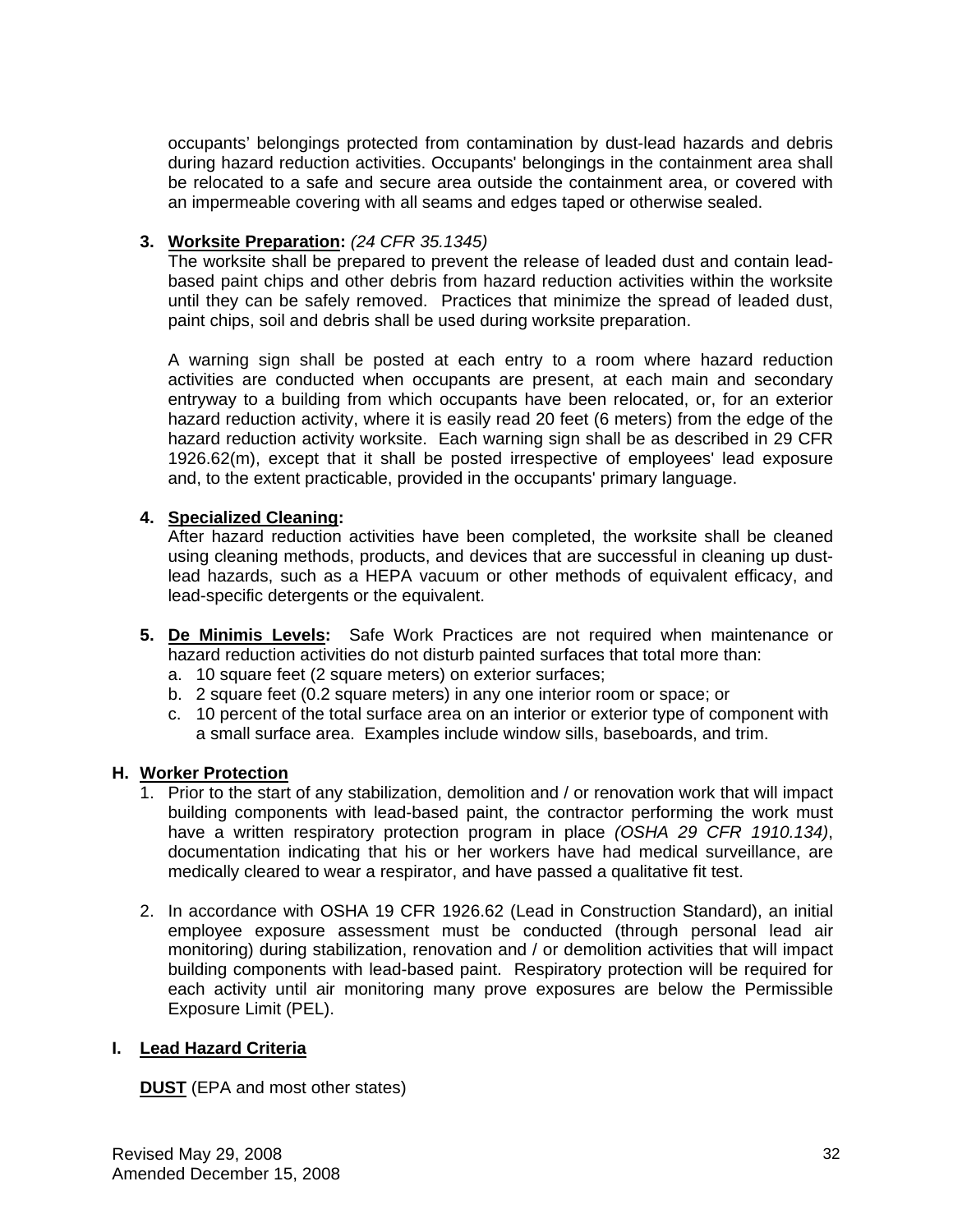occupants' belongings protected from contamination by dust-lead hazards and debris during hazard reduction activities. Occupants' belongings in the containment area shall be relocated to a safe and secure area outside the containment area, or covered with an impermeable covering with all seams and edges taped or otherwise sealed.

3. **Worksite Preparation:** *(24 CFR 35.1345)*
   The worksite shall be prepared to prevent the release of leaded dust and contain lead-based paint chips and other debris from hazard reduction activities within the worksite until they can be safely removed. Practices that minimize the spread of leaded dust, paint chips, soil and debris shall be used during worksite preparation.

   A warning sign shall be posted at each entry to a room where hazard reduction activities are conducted when occupants are present, at each main and secondary entryway to a building from which occupants have been relocated, or, for an exterior hazard reduction activity, where it is easily read 20 feet (6 meters) from the edge of the hazard reduction activity worksite. Each warning sign shall be as described in 29 CFR 1926.62(m), except that it shall be posted irrespective of employees' lead exposure and, to the extent practicable, provided in the occupants' primary language.

4. **Specialized Cleaning:**
   After hazard reduction activities have been completed, the worksite shall be cleaned using cleaning methods, products, and devices that are successful in cleaning up dust-lead hazards, such as a HEPA vacuum or other methods of equivalent efficacy, and lead-specific detergents or the equivalent.

5. **De Minimis Levels:** Safe Work Practices are not required when maintenance or hazard reduction activities do not disturb painted surfaces that total more than:
   a. 10 square feet (2 square meters) on exterior surfaces;
   b. 2 square feet (0.2 square meters) in any one interior room or space; or
   c. 10 percent of the total surface area on an interior or exterior type of component with a small surface area. Examples include window sills, baseboards, and trim.

## H. Worker Protection

1. Prior to the start of any stabilization, demolition and / or renovation work that will impact building components with lead-based paint, the contractor performing the work must have a written respiratory protection program in place *(OSHA 29 CFR 1910.134)*, documentation indicating that his or her workers have had medical surveillance, are medically cleared to wear a respirator, and have passed a qualitative fit test.

2. In accordance with OSHA 19 CFR 1926.62 (Lead in Construction Standard), an initial employee exposure assessment must be conducted (through personal lead air monitoring) during stabilization, renovation and / or demolition activities that will impact building components with lead-based paint. Respiratory protection will be required for each activity until air monitoring many prove exposures are below the Permissible Exposure Limit (PEL).

## I. Lead Hazard Criteria

**DUST** (EPA and most other states)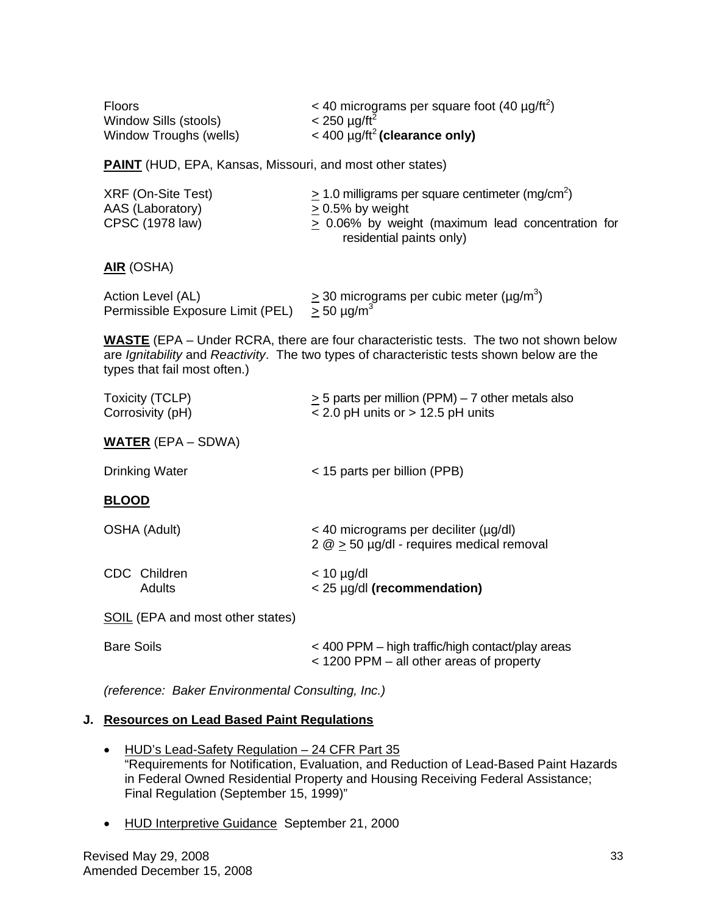| | |
|---|---|
| Floors | < 40 micrograms per square foot (40 µg/ft$^2$) |
| Window Sills (stools) | < 250 µg/ft$^2$ |
| Window Troughs (wells) | < 400 µg/ft$^2$ **(clearance only)** |

**PAINT** (HUD, EPA, Kansas, Missouri, and most other states)

| | |
|---|---|
| XRF (On-Site Test) | $\geq$ 1.0 milligrams per square centimeter (mg/cm$^2$) |
| AAS (Laboratory) | $\geq$ 0.5% by weight |
| CPSC (1978 law) | $\geq$ 0.06% by weight (maximum lead concentration for residential paints only) |

**AIR** (OSHA)

| | |
|---|---|
| Action Level (AL) | $\geq$ 30 micrograms per cubic meter (µg/m$^3$) |
| Permissible Exposure Limit (PEL) | $\geq$ 50 µg/m$^3$ |

**WASTE** (EPA – Under RCRA, there are four characteristic tests. The two not shown below are *Ignitability* and *Reactivity*. The two types of characteristic tests shown below are the types that fail most often.)

| | |
|---|---|
| Toxicity (TCLP) | $\geq$ 5 parts per million (PPM) – 7 other metals also |
| Corrosivity (pH) | < 2.0 pH units or > 12.5 pH units |

**WATER** (EPA – SDWA)

| | |
|---|---|
| Drinking Water | < 15 parts per billion (PPB) |

**BLOOD**

| | |
|---|---|
| OSHA (Adult) | < 40 micrograms per deciliter (µg/dl)<br>2 @ $\geq$ 50 µg/dl - requires medical removal |
| CDC Children | < 10 µg/dl |
| Adults | < 25 µg/dl **(recommendation)** |

SOIL (EPA and most other states)

| | |
|---|---|
| Bare Soils | < 400 PPM – high traffic/high contact/play areas<br>< 1200 PPM – all other areas of property |

*(reference: Baker Environmental Consulting, Inc.)*

## J. Resources on Lead Based Paint Regulations

- HUD's Lead-Safety Regulation – 24 CFR Part 35
  "Requirements for Notification, Evaluation, and Reduction of Lead-Based Paint Hazards in Federal Owned Residential Property and Housing Receiving Federal Assistance; Final Regulation (September 15, 1999)"

- HUD Interpretive Guidance September 21, 2000

Revised May 29, 2008
Amended December 15, 2008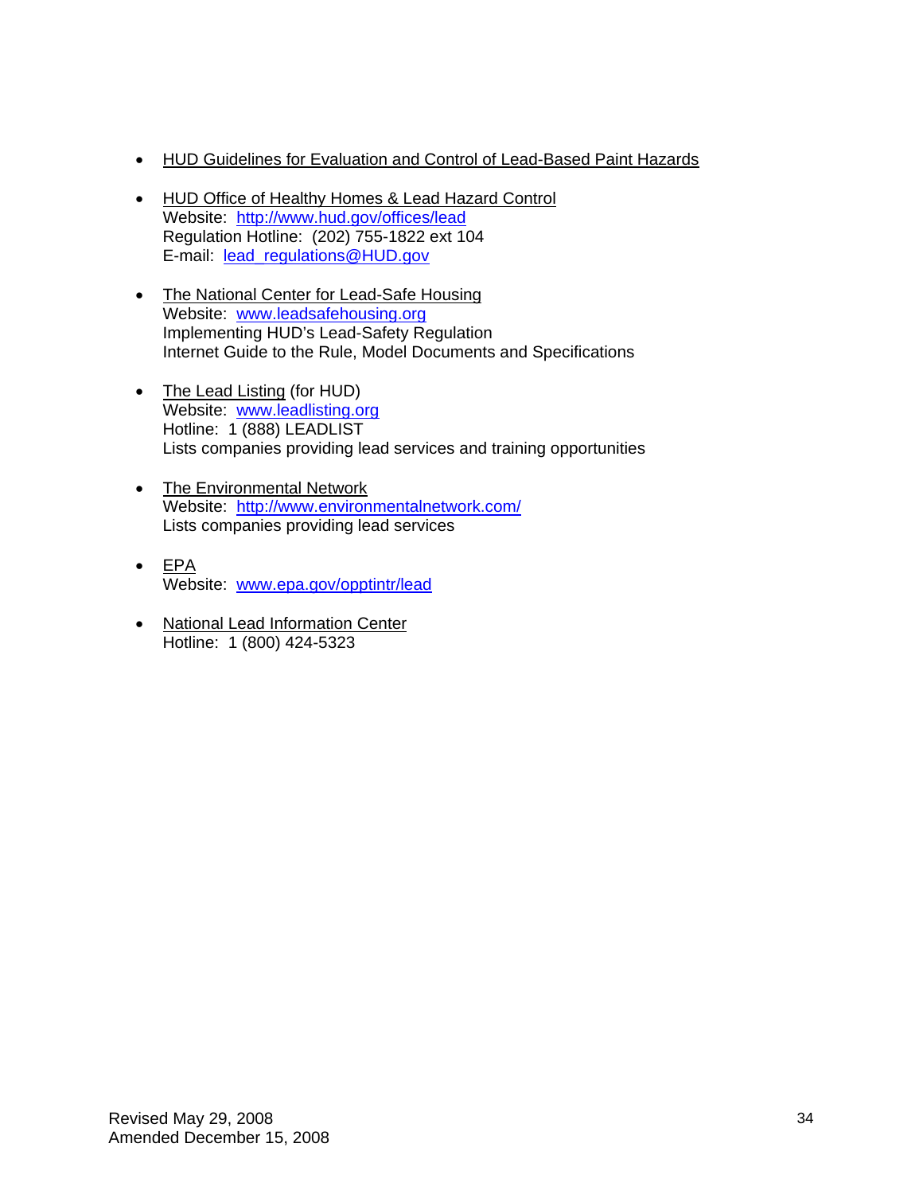- HUD Guidelines for Evaluation and Control of Lead-Based Paint Hazards

- HUD Office of Healthy Homes & Lead Hazard Control
  Website: http://www.hud.gov/offices/lead
  Regulation Hotline: (202) 755-1822 ext 104
  E-mail: lead_regulations@HUD.gov

- The National Center for Lead-Safe Housing
  Website: www.leadsafehousing.org
  Implementing HUD's Lead-Safety Regulation
  Internet Guide to the Rule, Model Documents and Specifications

- The Lead Listing (for HUD)
  Website: www.leadlisting.org
  Hotline: 1 (888) LEADLIST
  Lists companies providing lead services and training opportunities

- The Environmental Network
  Website: http://www.environmentalnetwork.com/
  Lists companies providing lead services

- EPA
  Website: www.epa.gov/opptintr/lead

- National Lead Information Center
  Hotline: 1 (800) 424-5323

Revised May 29, 2008
Amended December 15, 2008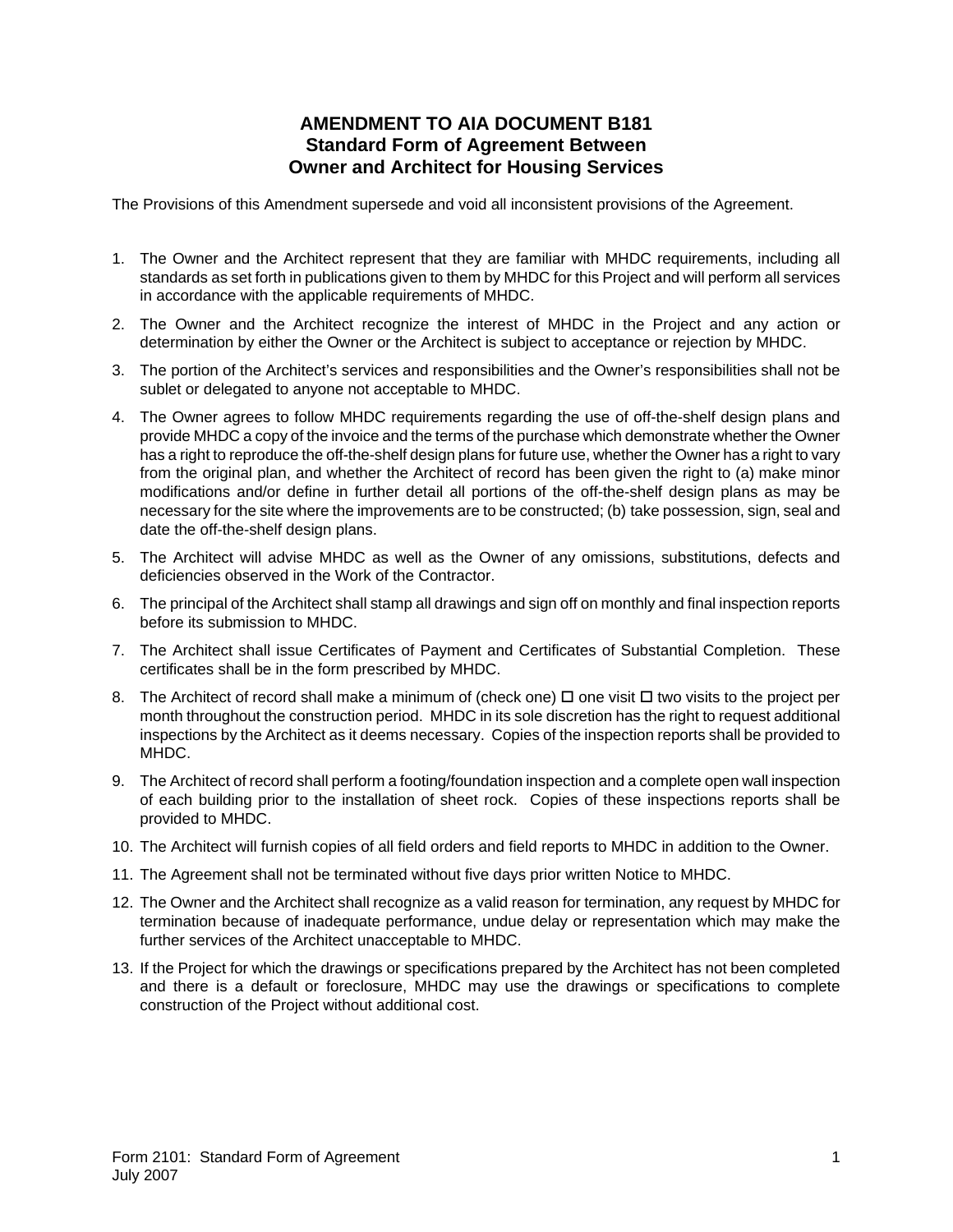# AMENDMENT TO AIA DOCUMENT B181
## Standard Form of Agreement Between
## Owner and Architect for Housing Services

The Provisions of this Amendment supersede and void all inconsistent provisions of the Agreement.

1. The Owner and the Architect represent that they are familiar with MHDC requirements, including all standards as set forth in publications given to them by MHDC for this Project and will perform all services in accordance with the applicable requirements of MHDC.
2. The Owner and the Architect recognize the interest of MHDC in the Project and any action or determination by either the Owner or the Architect is subject to acceptance or rejection by MHDC.
3. The portion of the Architect's services and responsibilities and the Owner's responsibilities shall not be sublet or delegated to anyone not acceptable to MHDC.
4. The Owner agrees to follow MHDC requirements regarding the use of off-the-shelf design plans and provide MHDC a copy of the invoice and the terms of the purchase which demonstrate whether the Owner has a right to reproduce the off-the-shelf design plans for future use, whether the Owner has a right to vary from the original plan, and whether the Architect of record has been given the right to (a) make minor modifications and/or define in further detail all portions of the off-the-shelf design plans as may be necessary for the site where the improvements are to be constructed; (b) take possession, sign, seal and date the off-the-shelf design plans.
5. The Architect will advise MHDC as well as the Owner of any omissions, substitutions, defects and deficiencies observed in the Work of the Contractor.
6. The principal of the Architect shall stamp all drawings and sign off on monthly and final inspection reports before its submission to MHDC.
7. The Architect shall issue Certificates of Payment and Certificates of Substantial Completion. These certificates shall be in the form prescribed by MHDC.
8. The Architect of record shall make a minimum of (check one) ☐ one visit ☐ two visits to the project per month throughout the construction period. MHDC in its sole discretion has the right to request additional inspections by the Architect as it deems necessary. Copies of the inspection reports shall be provided to MHDC.
9. The Architect of record shall perform a footing/foundation inspection and a complete open wall inspection of each building prior to the installation of sheet rock. Copies of these inspections reports shall be provided to MHDC.
10. The Architect will furnish copies of all field orders and field reports to MHDC in addition to the Owner.
11. The Agreement shall not be terminated without five days prior written Notice to MHDC.
12. The Owner and the Architect shall recognize as a valid reason for termination, any request by MHDC for termination because of inadequate performance, undue delay or representation which may make the further services of the Architect unacceptable to MHDC.
13. If the Project for which the drawings or specifications prepared by the Architect has not been completed and there is a default or foreclosure, MHDC may use the drawings or specifications to complete construction of the Project without additional cost.

Form 2101: Standard Form of Agreement
July 2007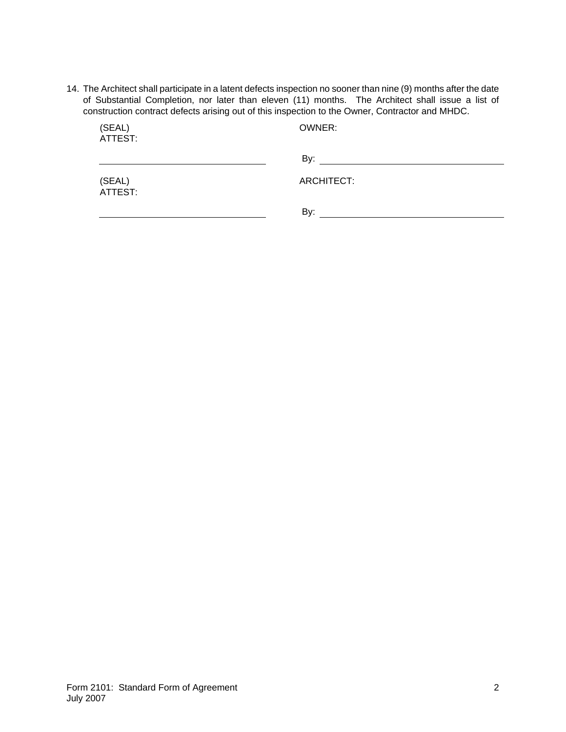14. The Architect shall participate in a latent defects inspection no sooner than nine (9) months after the date of Substantial Completion, nor later than eleven (11) months. The Architect shall issue a list of construction contract defects arising out of this inspection to the Owner, Contractor and MHDC.

| | |
|---|---|
| (SEAL)<br>ATTEST: | OWNER: |
| \_\_\_\_\_\_\_\_\_\_\_\_\_\_\_\_\_\_\_\_\_\_\_\_\_\_\_\_ | By: \_\_\_\_\_\_\_\_\_\_\_\_\_\_\_\_\_\_\_\_\_\_\_\_\_\_\_\_ |
| (SEAL)<br>ATTEST: | ARCHITECT: |
| \_\_\_\_\_\_\_\_\_\_\_\_\_\_\_\_\_\_\_\_\_\_\_\_\_\_\_\_ | By: \_\_\_\_\_\_\_\_\_\_\_\_\_\_\_\_\_\_\_\_\_\_\_\_\_\_\_\_ |

Form 2101: Standard Form of Agreement
July 2007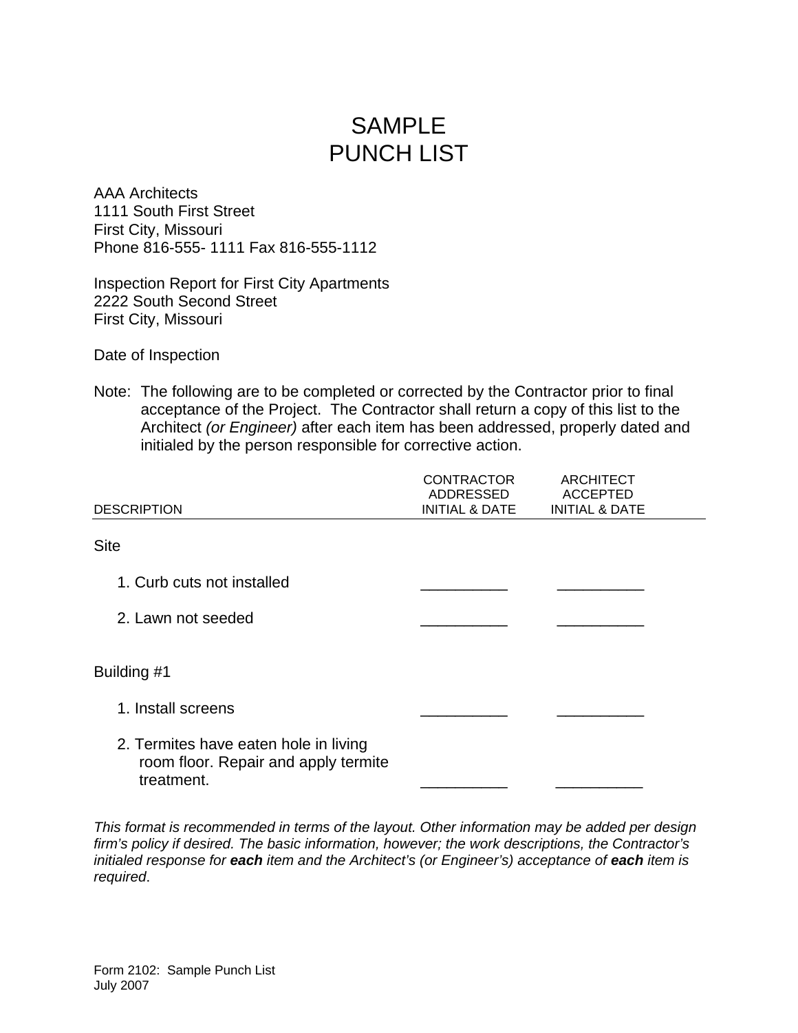# SAMPLE PUNCH LIST

AAA Architects
1111 South First Street
First City, Missouri
Phone 816-555- 1111 Fax 816-555-1112

Inspection Report for First City Apartments
2222 South Second Street
First City, Missouri

Date of Inspection

Note: The following are to be completed or corrected by the Contractor prior to final acceptance of the Project. The Contractor shall return a copy of this list to the Architect *(or Engineer)* after each item has been addressed, properly dated and initialed by the person responsible for corrective action.

| DESCRIPTION | CONTRACTOR ADDRESSED INITIAL & DATE | ARCHITECT ACCEPTED INITIAL & DATE |
|---|---|---|
| **Site** | | |
| 1. Curb cuts not installed | __________ | __________ |
| 2. Lawn not seeded | __________ | __________ |
| **Building #1** | | |
| 1. Install screens | __________ | __________ |
| 2. Termites have eaten hole in living room floor. Repair and apply termite treatment. | __________ | __________ |

*This format is recommended in terms of the layout. Other information may be added per design firm's policy if desired. The basic information, however; the work descriptions, the Contractor's initialed response for* ***each*** *item and the Architect's (or Engineer's) acceptance of* ***each*** *item is required*.

Form 2102: Sample Punch List
July 2007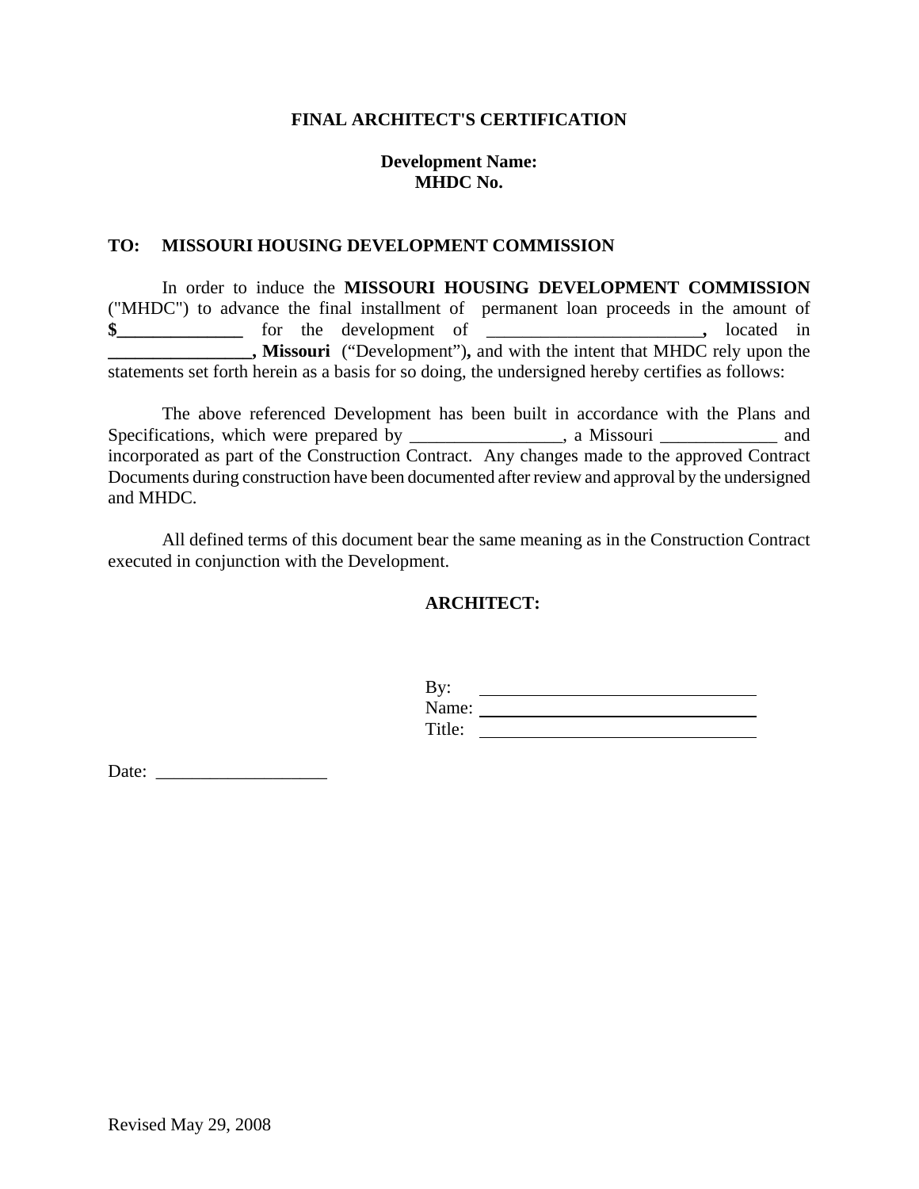**FINAL ARCHITECT'S CERTIFICATION**

**Development Name:**
**MHDC No.**

**TO: MISSOURI HOUSING DEVELOPMENT COMMISSION**

In order to induce the **MISSOURI HOUSING DEVELOPMENT COMMISSION** ("MHDC") to advance the final installment of permanent loan proceeds in the amount of **$______________** for the development of ________________________**,** located in **________________, Missouri** ("Development")**,** and with the intent that MHDC rely upon the statements set forth herein as a basis for so doing, the undersigned hereby certifies as follows:

The above referenced Development has been built in accordance with the Plans and Specifications, which were prepared by ________________, a Missouri ____________ and incorporated as part of the Construction Contract. Any changes made to the approved Contract Documents during construction have been documented after review and approval by the undersigned and MHDC.

All defined terms of this document bear the same meaning as in the Construction Contract executed in conjunction with the Development.

**ARCHITECT:**

By: ______________________________
Name: ______________________________
Title: ______________________________

Date: ___________________

Revised May 29, 2008